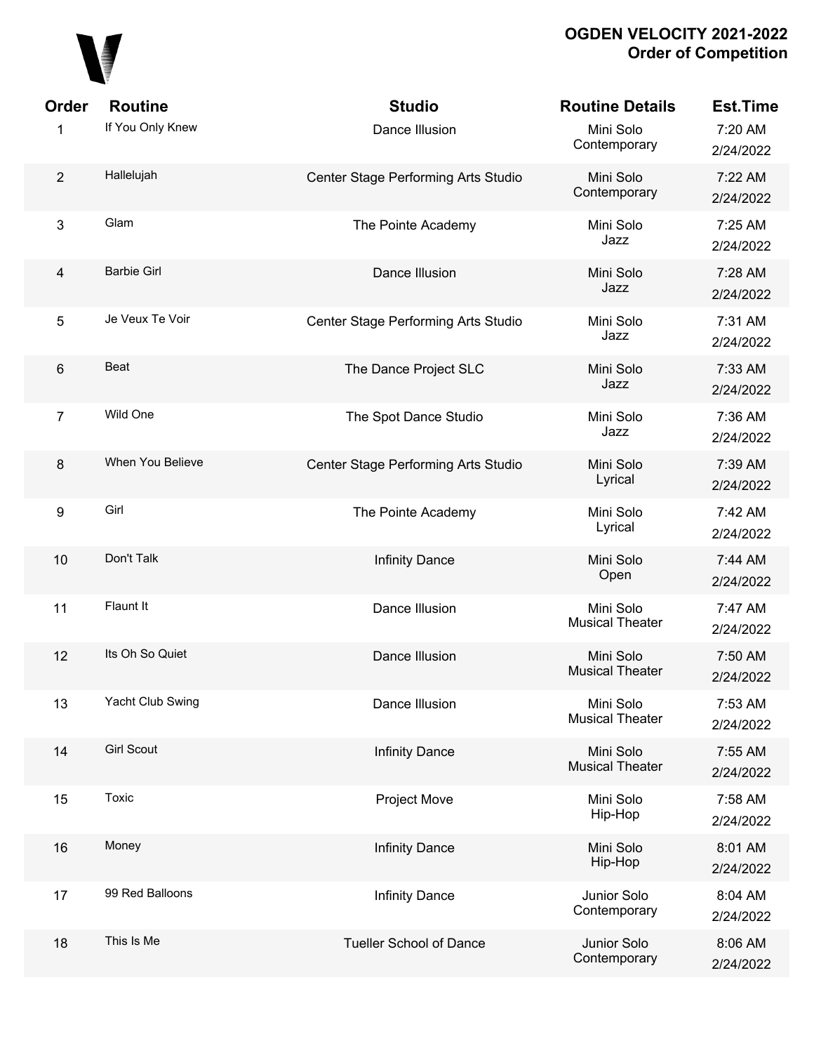# OGDEN VELOCITY 2021-2022
## Order of Competition

| Order | Routine | Studio | Routine Details | Est.Time |
|---|---|---|---|---|
| 1 | If You Only Knew | Dance Illusion | Mini Solo Contemporary | 7:20 AM 2/24/2022 |
| 2 | Hallelujah | Center Stage Performing Arts Studio | Mini Solo Contemporary | 7:22 AM 2/24/2022 |
| 3 | Glam | The Pointe Academy | Mini Solo Jazz | 7:25 AM 2/24/2022 |
| 4 | Barbie Girl | Dance Illusion | Mini Solo Jazz | 7:28 AM 2/24/2022 |
| 5 | Je Veux Te Voir | Center Stage Performing Arts Studio | Mini Solo Jazz | 7:31 AM 2/24/2022 |
| 6 | Beat | The Dance Project SLC | Mini Solo Jazz | 7:33 AM 2/24/2022 |
| 7 | Wild One | The Spot Dance Studio | Mini Solo Jazz | 7:36 AM 2/24/2022 |
| 8 | When You Believe | Center Stage Performing Arts Studio | Mini Solo Lyrical | 7:39 AM 2/24/2022 |
| 9 | Girl | The Pointe Academy | Mini Solo Lyrical | 7:42 AM 2/24/2022 |
| 10 | Don't Talk | Infinity Dance | Mini Solo Open | 7:44 AM 2/24/2022 |
| 11 | Flaunt It | Dance Illusion | Mini Solo Musical Theater | 7:47 AM 2/24/2022 |
| 12 | Its Oh So Quiet | Dance Illusion | Mini Solo Musical Theater | 7:50 AM 2/24/2022 |
| 13 | Yacht Club Swing | Dance Illusion | Mini Solo Musical Theater | 7:53 AM 2/24/2022 |
| 14 | Girl Scout | Infinity Dance | Mini Solo Musical Theater | 7:55 AM 2/24/2022 |
| 15 | Toxic | Project Move | Mini Solo Hip-Hop | 7:58 AM 2/24/2022 |
| 16 | Money | Infinity Dance | Mini Solo Hip-Hop | 8:01 AM 2/24/2022 |
| 17 | 99 Red Balloons | Infinity Dance | Junior Solo Contemporary | 8:04 AM 2/24/2022 |
| 18 | This Is Me | Tueller School of Dance | Junior Solo Contemporary | 8:06 AM 2/24/2022 |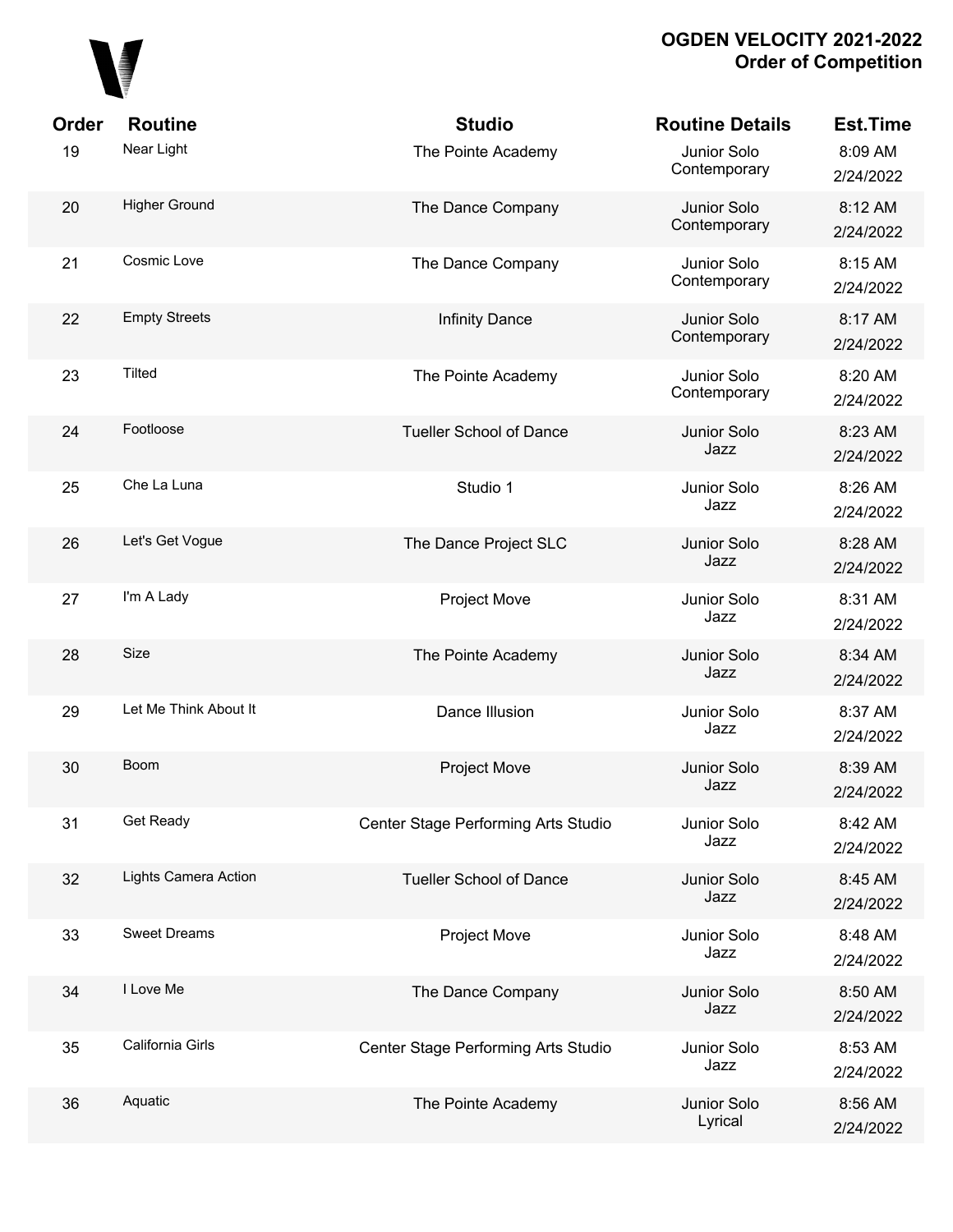# OGDEN VELOCITY 2021-2022
## Order of Competition

| Order | Routine | Studio | Routine Details | Est.Time |
|---|---|---|---|---|
| 19 | Near Light | The Pointe Academy | Junior Solo Contemporary | 8:09 AM 2/24/2022 |
| 20 | Higher Ground | The Dance Company | Junior Solo Contemporary | 8:12 AM 2/24/2022 |
| 21 | Cosmic Love | The Dance Company | Junior Solo Contemporary | 8:15 AM 2/24/2022 |
| 22 | Empty Streets | Infinity Dance | Junior Solo Contemporary | 8:17 AM 2/24/2022 |
| 23 | Tilted | The Pointe Academy | Junior Solo Contemporary | 8:20 AM 2/24/2022 |
| 24 | Footloose | Tueller School of Dance | Junior Solo Jazz | 8:23 AM 2/24/2022 |
| 25 | Che La Luna | Studio 1 | Junior Solo Jazz | 8:26 AM 2/24/2022 |
| 26 | Let's Get Vogue | The Dance Project SLC | Junior Solo Jazz | 8:28 AM 2/24/2022 |
| 27 | I'm A Lady | Project Move | Junior Solo Jazz | 8:31 AM 2/24/2022 |
| 28 | Size | The Pointe Academy | Junior Solo Jazz | 8:34 AM 2/24/2022 |
| 29 | Let Me Think About It | Dance Illusion | Junior Solo Jazz | 8:37 AM 2/24/2022 |
| 30 | Boom | Project Move | Junior Solo Jazz | 8:39 AM 2/24/2022 |
| 31 | Get Ready | Center Stage Performing Arts Studio | Junior Solo Jazz | 8:42 AM 2/24/2022 |
| 32 | Lights Camera Action | Tueller School of Dance | Junior Solo Jazz | 8:45 AM 2/24/2022 |
| 33 | Sweet Dreams | Project Move | Junior Solo Jazz | 8:48 AM 2/24/2022 |
| 34 | I Love Me | The Dance Company | Junior Solo Jazz | 8:50 AM 2/24/2022 |
| 35 | California Girls | Center Stage Performing Arts Studio | Junior Solo Jazz | 8:53 AM 2/24/2022 |
| 36 | Aquatic | The Pointe Academy | Junior Solo Lyrical | 8:56 AM 2/24/2022 |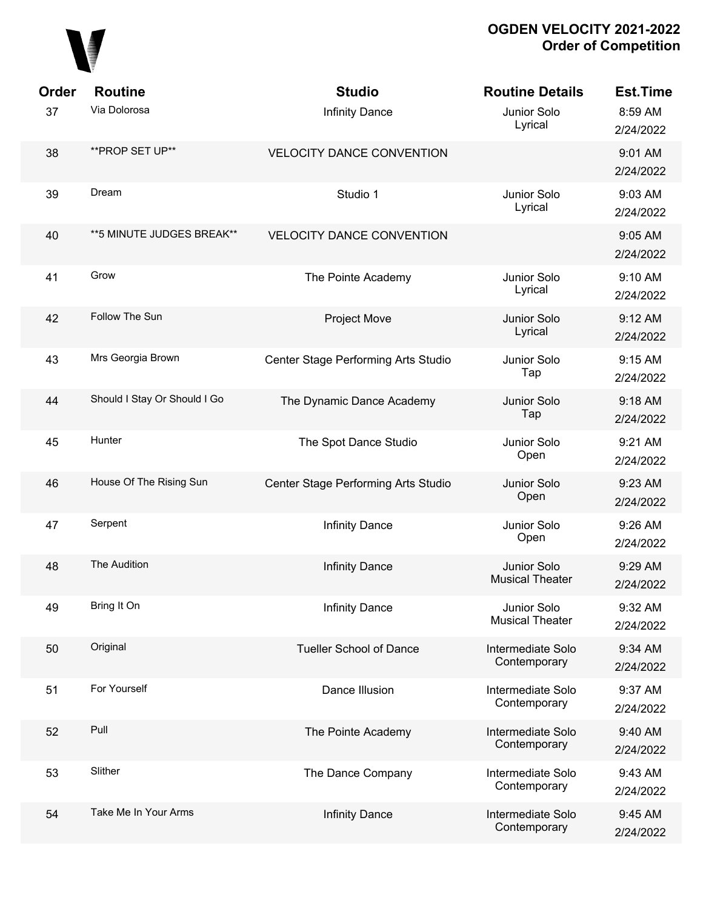| Order | Routine | Studio | Routine Details | Est.Time |
|---|---|---|---|---|
| 37 | Via Dolorosa | Infinity Dance | Junior Solo Lyrical | 8:59 AM 2/24/2022 |
| 38 | **PROP SET UP** | VELOCITY DANCE CONVENTION | | 9:01 AM 2/24/2022 |
| 39 | Dream | Studio 1 | Junior Solo Lyrical | 9:03 AM 2/24/2022 |
| 40 | **5 MINUTE JUDGES BREAK** | VELOCITY DANCE CONVENTION | | 9:05 AM 2/24/2022 |
| 41 | Grow | The Pointe Academy | Junior Solo Lyrical | 9:10 AM 2/24/2022 |
| 42 | Follow The Sun | Project Move | Junior Solo Lyrical | 9:12 AM 2/24/2022 |
| 43 | Mrs Georgia Brown | Center Stage Performing Arts Studio | Junior Solo Tap | 9:15 AM 2/24/2022 |
| 44 | Should I Stay Or Should I Go | The Dynamic Dance Academy | Junior Solo Tap | 9:18 AM 2/24/2022 |
| 45 | Hunter | The Spot Dance Studio | Junior Solo Open | 9:21 AM 2/24/2022 |
| 46 | House Of The Rising Sun | Center Stage Performing Arts Studio | Junior Solo Open | 9:23 AM 2/24/2022 |
| 47 | Serpent | Infinity Dance | Junior Solo Open | 9:26 AM 2/24/2022 |
| 48 | The Audition | Infinity Dance | Junior Solo Musical Theater | 9:29 AM 2/24/2022 |
| 49 | Bring It On | Infinity Dance | Junior Solo Musical Theater | 9:32 AM 2/24/2022 |
| 50 | Original | Tueller School of Dance | Intermediate Solo Contemporary | 9:34 AM 2/24/2022 |
| 51 | For Yourself | Dance Illusion | Intermediate Solo Contemporary | 9:37 AM 2/24/2022 |
| 52 | Pull | The Pointe Academy | Intermediate Solo Contemporary | 9:40 AM 2/24/2022 |
| 53 | Slither | The Dance Company | Intermediate Solo Contemporary | 9:43 AM 2/24/2022 |
| 54 | Take Me In Your Arms | Infinity Dance | Intermediate Solo Contemporary | 9:45 AM 2/24/2022 |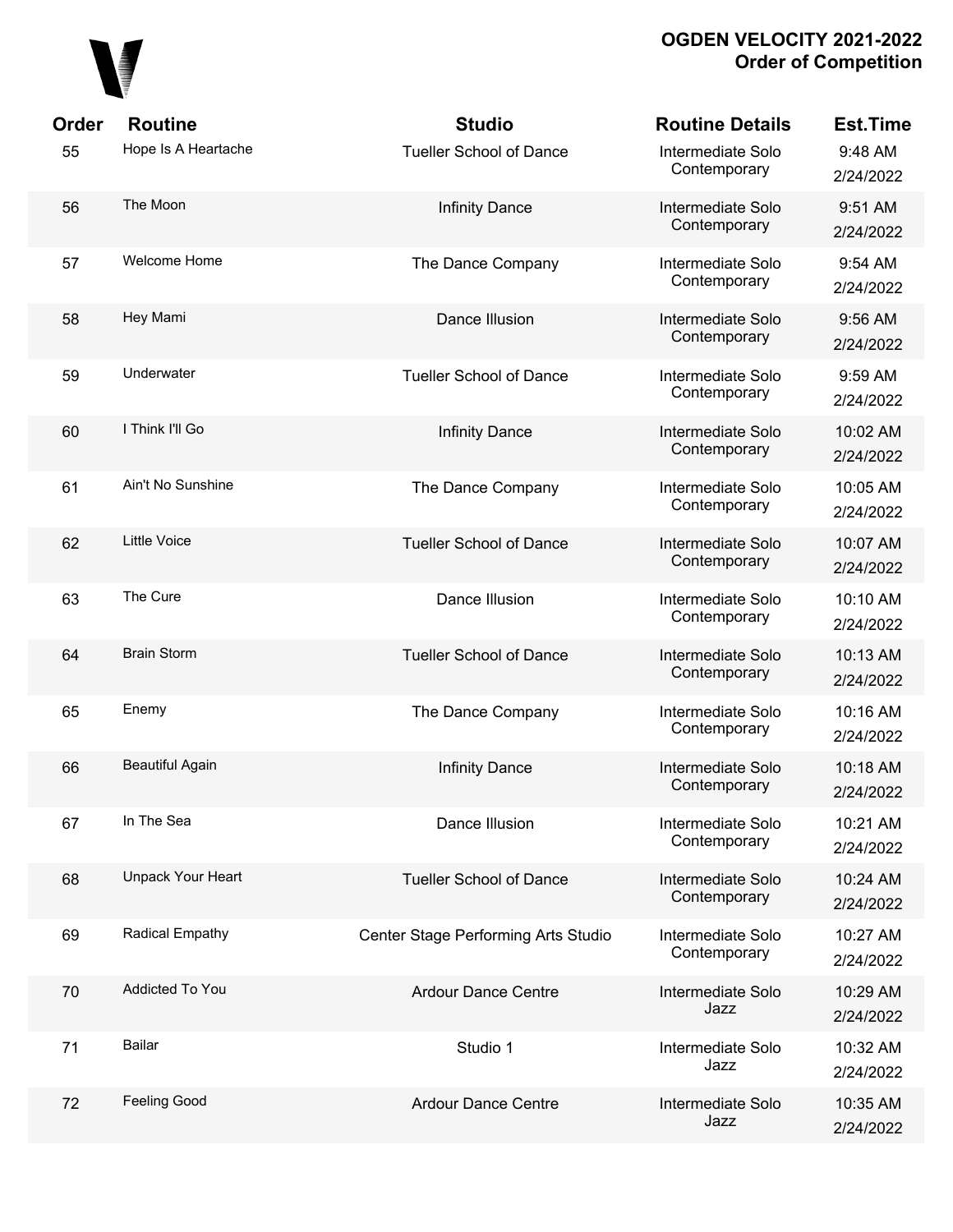**OGDEN VELOCITY 2021-2022**
**Order of Competition**

| Order | Routine | Studio | Routine Details | Est.Time |
|---|---|---|---|---|
| 55 | Hope Is A Heartache | Tueller School of Dance | Intermediate Solo Contemporary | 9:48 AM 2/24/2022 |
| 56 | The Moon | Infinity Dance | Intermediate Solo Contemporary | 9:51 AM 2/24/2022 |
| 57 | Welcome Home | The Dance Company | Intermediate Solo Contemporary | 9:54 AM 2/24/2022 |
| 58 | Hey Mami | Dance Illusion | Intermediate Solo Contemporary | 9:56 AM 2/24/2022 |
| 59 | Underwater | Tueller School of Dance | Intermediate Solo Contemporary | 9:59 AM 2/24/2022 |
| 60 | I Think I'll Go | Infinity Dance | Intermediate Solo Contemporary | 10:02 AM 2/24/2022 |
| 61 | Ain't No Sunshine | The Dance Company | Intermediate Solo Contemporary | 10:05 AM 2/24/2022 |
| 62 | Little Voice | Tueller School of Dance | Intermediate Solo Contemporary | 10:07 AM 2/24/2022 |
| 63 | The Cure | Dance Illusion | Intermediate Solo Contemporary | 10:10 AM 2/24/2022 |
| 64 | Brain Storm | Tueller School of Dance | Intermediate Solo Contemporary | 10:13 AM 2/24/2022 |
| 65 | Enemy | The Dance Company | Intermediate Solo Contemporary | 10:16 AM 2/24/2022 |
| 66 | Beautiful Again | Infinity Dance | Intermediate Solo Contemporary | 10:18 AM 2/24/2022 |
| 67 | In The Sea | Dance Illusion | Intermediate Solo Contemporary | 10:21 AM 2/24/2022 |
| 68 | Unpack Your Heart | Tueller School of Dance | Intermediate Solo Contemporary | 10:24 AM 2/24/2022 |
| 69 | Radical Empathy | Center Stage Performing Arts Studio | Intermediate Solo Contemporary | 10:27 AM 2/24/2022 |
| 70 | Addicted To You | Ardour Dance Centre | Intermediate Solo Jazz | 10:29 AM 2/24/2022 |
| 71 | Bailar | Studio 1 | Intermediate Solo Jazz | 10:32 AM 2/24/2022 |
| 72 | Feeling Good | Ardour Dance Centre | Intermediate Solo Jazz | 10:35 AM 2/24/2022 |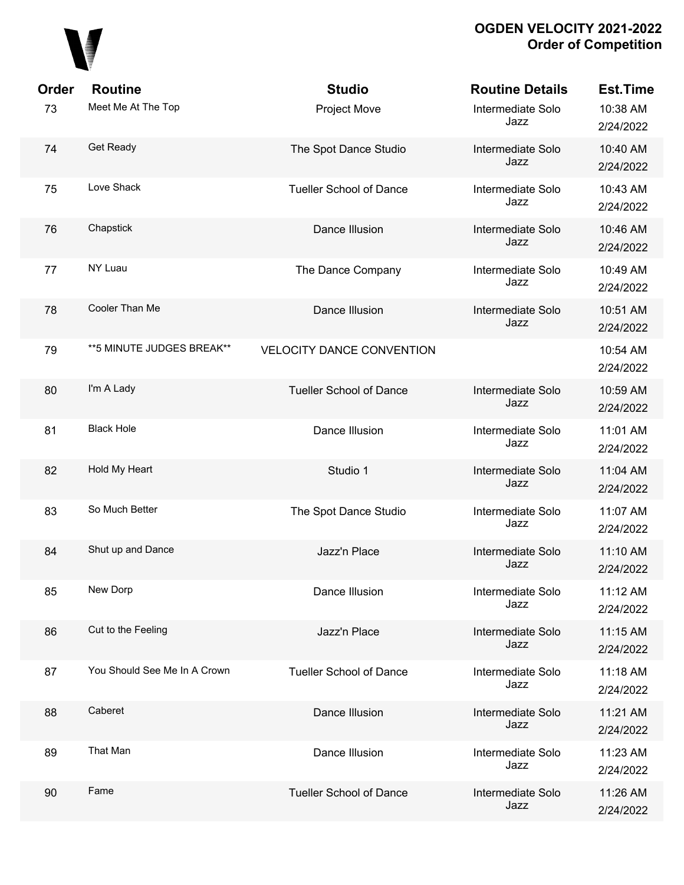**OGDEN VELOCITY 2021-2022**
**Order of Competition**

| Order | Routine | Studio | Routine Details | Est.Time |
|---|---|---|---|---|
| 73 | Meet Me At The Top | Project Move | Intermediate Solo Jazz | 10:38 AM 2/24/2022 |
| 74 | Get Ready | The Spot Dance Studio | Intermediate Solo Jazz | 10:40 AM 2/24/2022 |
| 75 | Love Shack | Tueller School of Dance | Intermediate Solo Jazz | 10:43 AM 2/24/2022 |
| 76 | Chapstick | Dance Illusion | Intermediate Solo Jazz | 10:46 AM 2/24/2022 |
| 77 | NY Luau | The Dance Company | Intermediate Solo Jazz | 10:49 AM 2/24/2022 |
| 78 | Cooler Than Me | Dance Illusion | Intermediate Solo Jazz | 10:51 AM 2/24/2022 |
| 79 | **5 MINUTE JUDGES BREAK** | VELOCITY DANCE CONVENTION | | 10:54 AM 2/24/2022 |
| 80 | I'm A Lady | Tueller School of Dance | Intermediate Solo Jazz | 10:59 AM 2/24/2022 |
| 81 | Black Hole | Dance Illusion | Intermediate Solo Jazz | 11:01 AM 2/24/2022 |
| 82 | Hold My Heart | Studio 1 | Intermediate Solo Jazz | 11:04 AM 2/24/2022 |
| 83 | So Much Better | The Spot Dance Studio | Intermediate Solo Jazz | 11:07 AM 2/24/2022 |
| 84 | Shut up and Dance | Jazz'n Place | Intermediate Solo Jazz | 11:10 AM 2/24/2022 |
| 85 | New Dorp | Dance Illusion | Intermediate Solo Jazz | 11:12 AM 2/24/2022 |
| 86 | Cut to the Feeling | Jazz'n Place | Intermediate Solo Jazz | 11:15 AM 2/24/2022 |
| 87 | You Should See Me In A Crown | Tueller School of Dance | Intermediate Solo Jazz | 11:18 AM 2/24/2022 |
| 88 | Caberet | Dance Illusion | Intermediate Solo Jazz | 11:21 AM 2/24/2022 |
| 89 | That Man | Dance Illusion | Intermediate Solo Jazz | 11:23 AM 2/24/2022 |
| 90 | Fame | Tueller School of Dance | Intermediate Solo Jazz | 11:26 AM 2/24/2022 |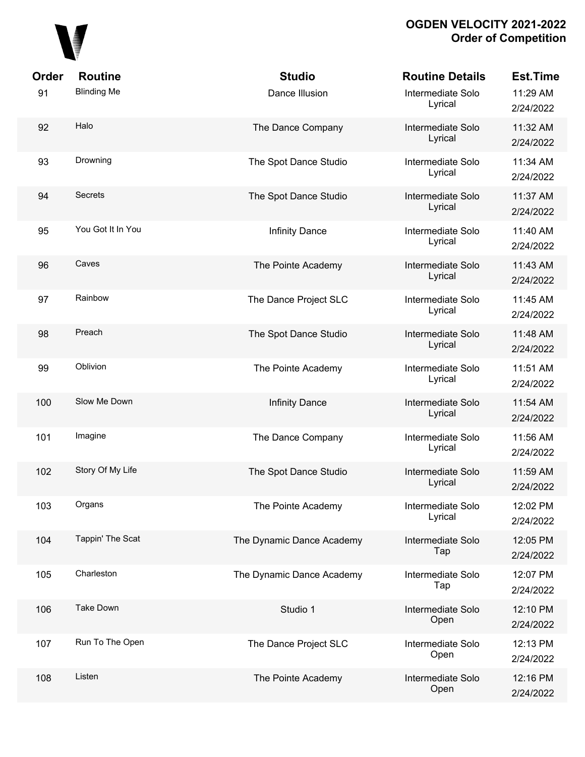# OGDEN VELOCITY 2021-2022
## Order of Competition

| Order | Routine | Studio | Routine Details | Est.Time |
|---|---|---|---|---|
| 91 | Blinding Me | Dance Illusion | Intermediate Solo Lyrical | 11:29 AM 2/24/2022 |
| 92 | Halo | The Dance Company | Intermediate Solo Lyrical | 11:32 AM 2/24/2022 |
| 93 | Drowning | The Spot Dance Studio | Intermediate Solo Lyrical | 11:34 AM 2/24/2022 |
| 94 | Secrets | The Spot Dance Studio | Intermediate Solo Lyrical | 11:37 AM 2/24/2022 |
| 95 | You Got It In You | Infinity Dance | Intermediate Solo Lyrical | 11:40 AM 2/24/2022 |
| 96 | Caves | The Pointe Academy | Intermediate Solo Lyrical | 11:43 AM 2/24/2022 |
| 97 | Rainbow | The Dance Project SLC | Intermediate Solo Lyrical | 11:45 AM 2/24/2022 |
| 98 | Preach | The Spot Dance Studio | Intermediate Solo Lyrical | 11:48 AM 2/24/2022 |
| 99 | Oblivion | The Pointe Academy | Intermediate Solo Lyrical | 11:51 AM 2/24/2022 |
| 100 | Slow Me Down | Infinity Dance | Intermediate Solo Lyrical | 11:54 AM 2/24/2022 |
| 101 | Imagine | The Dance Company | Intermediate Solo Lyrical | 11:56 AM 2/24/2022 |
| 102 | Story Of My Life | The Spot Dance Studio | Intermediate Solo Lyrical | 11:59 AM 2/24/2022 |
| 103 | Organs | The Pointe Academy | Intermediate Solo Lyrical | 12:02 PM 2/24/2022 |
| 104 | Tappin' The Scat | The Dynamic Dance Academy | Intermediate Solo Tap | 12:05 PM 2/24/2022 |
| 105 | Charleston | The Dynamic Dance Academy | Intermediate Solo Tap | 12:07 PM 2/24/2022 |
| 106 | Take Down | Studio 1 | Intermediate Solo Open | 12:10 PM 2/24/2022 |
| 107 | Run To The Open | The Dance Project SLC | Intermediate Solo Open | 12:13 PM 2/24/2022 |
| 108 | Listen | The Pointe Academy | Intermediate Solo Open | 12:16 PM 2/24/2022 |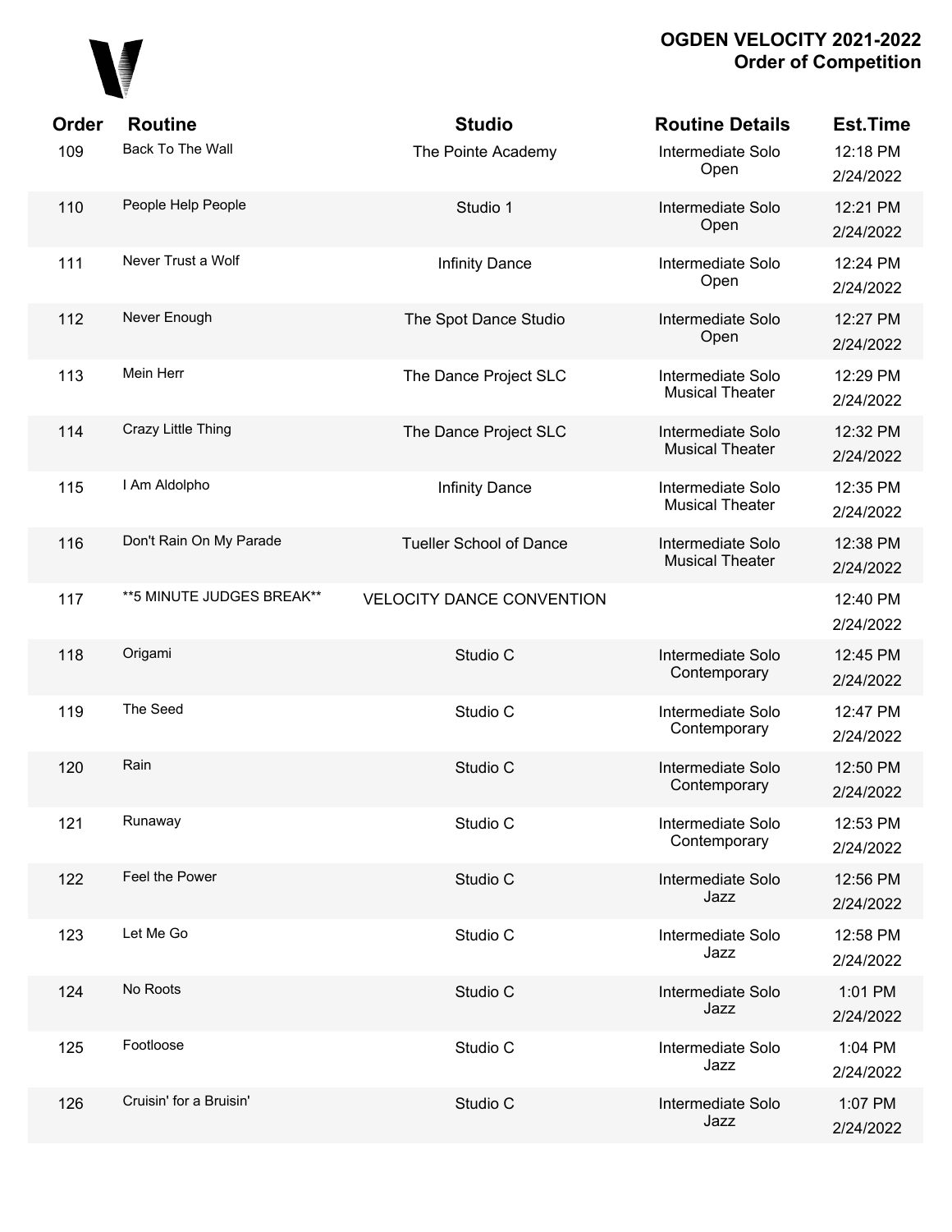# OGDEN VELOCITY 2021-2022
## Order of Competition

| Order | Routine | Studio | Routine Details | Est.Time |
|---|---|---|---|---|
| 109 | Back To The Wall | The Pointe Academy | Intermediate Solo Open | 12:18 PM 2/24/2022 |
| 110 | People Help People | Studio 1 | Intermediate Solo Open | 12:21 PM 2/24/2022 |
| 111 | Never Trust a Wolf | Infinity Dance | Intermediate Solo Open | 12:24 PM 2/24/2022 |
| 112 | Never Enough | The Spot Dance Studio | Intermediate Solo Open | 12:27 PM 2/24/2022 |
| 113 | Mein Herr | The Dance Project SLC | Intermediate Solo Musical Theater | 12:29 PM 2/24/2022 |
| 114 | Crazy Little Thing | The Dance Project SLC | Intermediate Solo Musical Theater | 12:32 PM 2/24/2022 |
| 115 | I Am Aldolpho | Infinity Dance | Intermediate Solo Musical Theater | 12:35 PM 2/24/2022 |
| 116 | Don't Rain On My Parade | Tueller School of Dance | Intermediate Solo Musical Theater | 12:38 PM 2/24/2022 |
| 117 | **5 MINUTE JUDGES BREAK** | VELOCITY DANCE CONVENTION | | 12:40 PM 2/24/2022 |
| 118 | Origami | Studio C | Intermediate Solo Contemporary | 12:45 PM 2/24/2022 |
| 119 | The Seed | Studio C | Intermediate Solo Contemporary | 12:47 PM 2/24/2022 |
| 120 | Rain | Studio C | Intermediate Solo Contemporary | 12:50 PM 2/24/2022 |
| 121 | Runaway | Studio C | Intermediate Solo Contemporary | 12:53 PM 2/24/2022 |
| 122 | Feel the Power | Studio C | Intermediate Solo Jazz | 12:56 PM 2/24/2022 |
| 123 | Let Me Go | Studio C | Intermediate Solo Jazz | 12:58 PM 2/24/2022 |
| 124 | No Roots | Studio C | Intermediate Solo Jazz | 1:01 PM 2/24/2022 |
| 125 | Footloose | Studio C | Intermediate Solo Jazz | 1:04 PM 2/24/2022 |
| 126 | Cruisin' for a Bruisin' | Studio C | Intermediate Solo Jazz | 1:07 PM 2/24/2022 |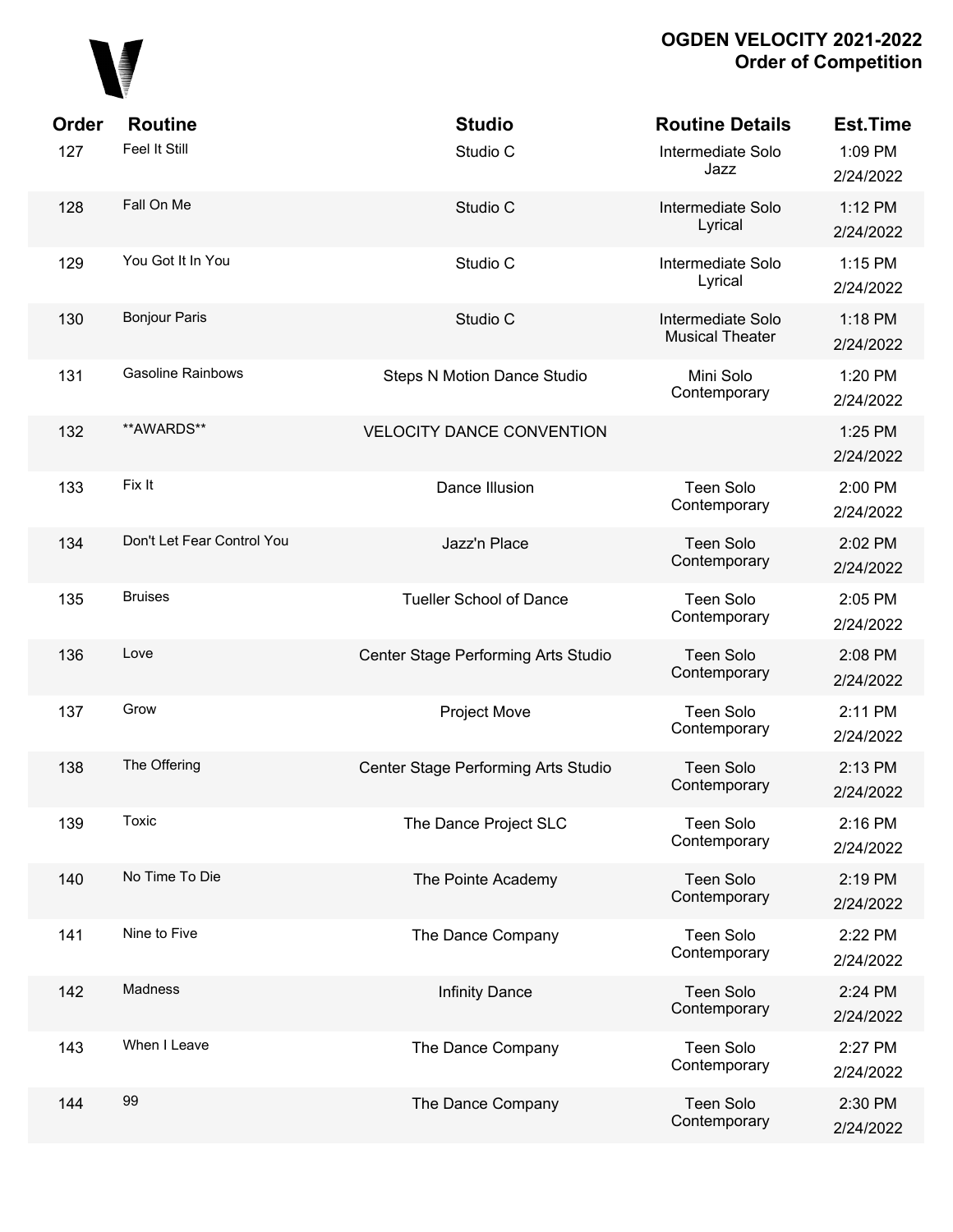| Order | Routine | Studio | Routine Details | Est.Time |
|---|---|---|---|---|
| 127 | Feel It Still | Studio C | Intermediate Solo Jazz | 1:09 PM 2/24/2022 |
| 128 | Fall On Me | Studio C | Intermediate Solo Lyrical | 1:12 PM 2/24/2022 |
| 129 | You Got It In You | Studio C | Intermediate Solo Lyrical | 1:15 PM 2/24/2022 |
| 130 | Bonjour Paris | Studio C | Intermediate Solo Musical Theater | 1:18 PM 2/24/2022 |
| 131 | Gasoline Rainbows | Steps N Motion Dance Studio | Mini Solo Contemporary | 1:20 PM 2/24/2022 |
| 132 | **AWARDS** | VELOCITY DANCE CONVENTION | | 1:25 PM 2/24/2022 |
| 133 | Fix It | Dance Illusion | Teen Solo Contemporary | 2:00 PM 2/24/2022 |
| 134 | Don't Let Fear Control You | Jazz'n Place | Teen Solo Contemporary | 2:02 PM 2/24/2022 |
| 135 | Bruises | Tueller School of Dance | Teen Solo Contemporary | 2:05 PM 2/24/2022 |
| 136 | Love | Center Stage Performing Arts Studio | Teen Solo Contemporary | 2:08 PM 2/24/2022 |
| 137 | Grow | Project Move | Teen Solo Contemporary | 2:11 PM 2/24/2022 |
| 138 | The Offering | Center Stage Performing Arts Studio | Teen Solo Contemporary | 2:13 PM 2/24/2022 |
| 139 | Toxic | The Dance Project SLC | Teen Solo Contemporary | 2:16 PM 2/24/2022 |
| 140 | No Time To Die | The Pointe Academy | Teen Solo Contemporary | 2:19 PM 2/24/2022 |
| 141 | Nine to Five | The Dance Company | Teen Solo Contemporary | 2:22 PM 2/24/2022 |
| 142 | Madness | Infinity Dance | Teen Solo Contemporary | 2:24 PM 2/24/2022 |
| 143 | When I Leave | The Dance Company | Teen Solo Contemporary | 2:27 PM 2/24/2022 |
| 144 | 99 | The Dance Company | Teen Solo Contemporary | 2:30 PM 2/24/2022 |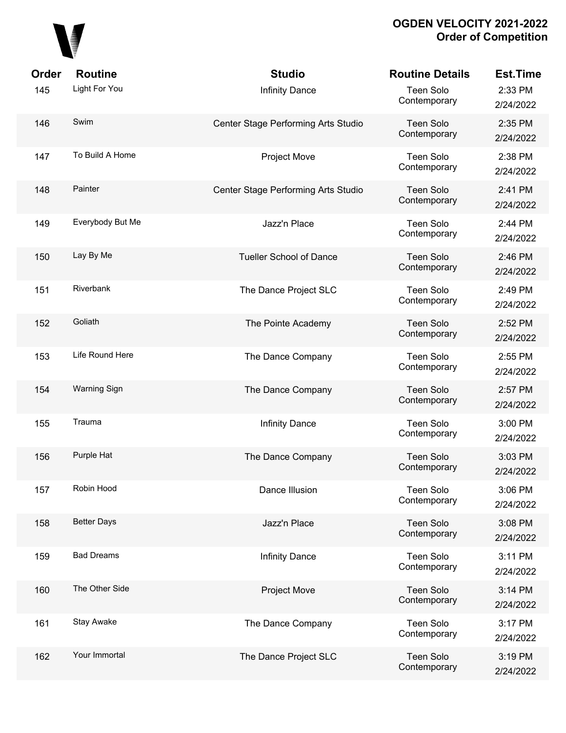## OGDEN VELOCITY 2021-2022
## Order of Competition

| Order | Routine | Studio | Routine Details | Est.Time |
|---|---|---|---|---|
| 145 | Light For You | Infinity Dance | Teen Solo Contemporary | 2:33 PM 2/24/2022 |
| 146 | Swim | Center Stage Performing Arts Studio | Teen Solo Contemporary | 2:35 PM 2/24/2022 |
| 147 | To Build A Home | Project Move | Teen Solo Contemporary | 2:38 PM 2/24/2022 |
| 148 | Painter | Center Stage Performing Arts Studio | Teen Solo Contemporary | 2:41 PM 2/24/2022 |
| 149 | Everybody But Me | Jazz'n Place | Teen Solo Contemporary | 2:44 PM 2/24/2022 |
| 150 | Lay By Me | Tueller School of Dance | Teen Solo Contemporary | 2:46 PM 2/24/2022 |
| 151 | Riverbank | The Dance Project SLC | Teen Solo Contemporary | 2:49 PM 2/24/2022 |
| 152 | Goliath | The Pointe Academy | Teen Solo Contemporary | 2:52 PM 2/24/2022 |
| 153 | Life Round Here | The Dance Company | Teen Solo Contemporary | 2:55 PM 2/24/2022 |
| 154 | Warning Sign | The Dance Company | Teen Solo Contemporary | 2:57 PM 2/24/2022 |
| 155 | Trauma | Infinity Dance | Teen Solo Contemporary | 3:00 PM 2/24/2022 |
| 156 | Purple Hat | The Dance Company | Teen Solo Contemporary | 3:03 PM 2/24/2022 |
| 157 | Robin Hood | Dance Illusion | Teen Solo Contemporary | 3:06 PM 2/24/2022 |
| 158 | Better Days | Jazz'n Place | Teen Solo Contemporary | 3:08 PM 2/24/2022 |
| 159 | Bad Dreams | Infinity Dance | Teen Solo Contemporary | 3:11 PM 2/24/2022 |
| 160 | The Other Side | Project Move | Teen Solo Contemporary | 3:14 PM 2/24/2022 |
| 161 | Stay Awake | The Dance Company | Teen Solo Contemporary | 3:17 PM 2/24/2022 |
| 162 | Your Immortal | The Dance Project SLC | Teen Solo Contemporary | 3:19 PM 2/24/2022 |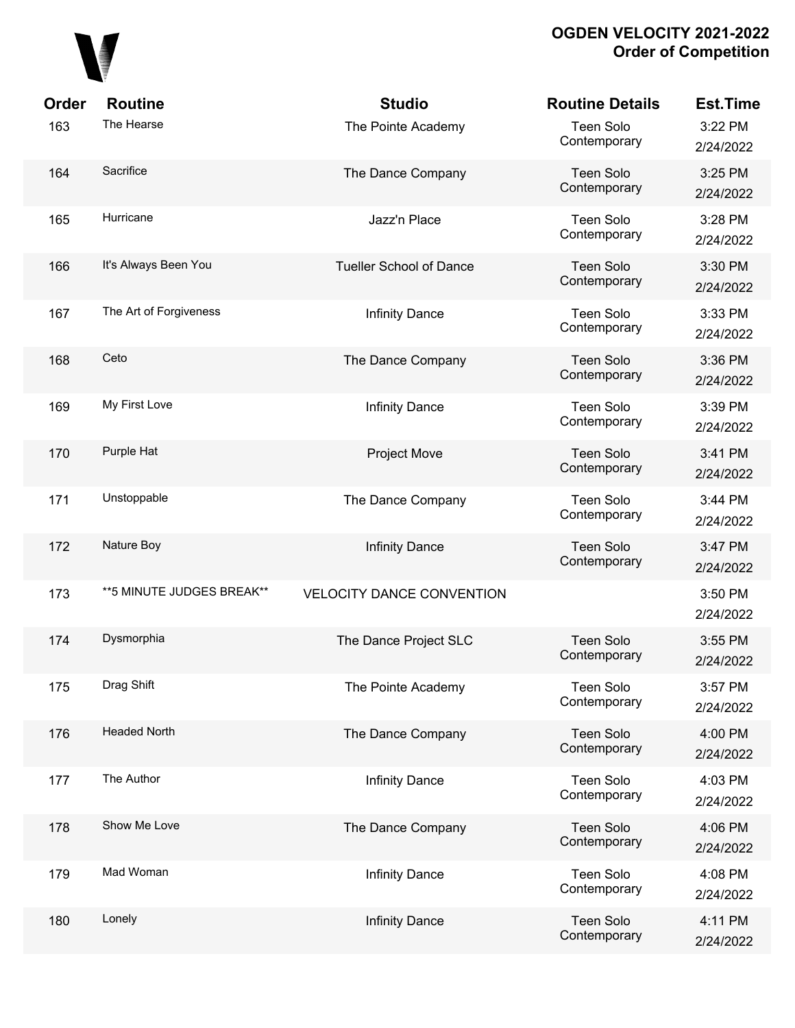# OGDEN VELOCITY 2021-2022
## Order of Competition

| Order | Routine | Studio | Routine Details | Est.Time |
|---|---|---|---|---|
| 163 | The Hearse | The Pointe Academy | Teen Solo Contemporary | 3:22 PM 2/24/2022 |
| 164 | Sacrifice | The Dance Company | Teen Solo Contemporary | 3:25 PM 2/24/2022 |
| 165 | Hurricane | Jazz'n Place | Teen Solo Contemporary | 3:28 PM 2/24/2022 |
| 166 | It's Always Been You | Tueller School of Dance | Teen Solo Contemporary | 3:30 PM 2/24/2022 |
| 167 | The Art of Forgiveness | Infinity Dance | Teen Solo Contemporary | 3:33 PM 2/24/2022 |
| 168 | Ceto | The Dance Company | Teen Solo Contemporary | 3:36 PM 2/24/2022 |
| 169 | My First Love | Infinity Dance | Teen Solo Contemporary | 3:39 PM 2/24/2022 |
| 170 | Purple Hat | Project Move | Teen Solo Contemporary | 3:41 PM 2/24/2022 |
| 171 | Unstoppable | The Dance Company | Teen Solo Contemporary | 3:44 PM 2/24/2022 |
| 172 | Nature Boy | Infinity Dance | Teen Solo Contemporary | 3:47 PM 2/24/2022 |
| 173 | **5 MINUTE JUDGES BREAK** | VELOCITY DANCE CONVENTION | | 3:50 PM 2/24/2022 |
| 174 | Dysmorphia | The Dance Project SLC | Teen Solo Contemporary | 3:55 PM 2/24/2022 |
| 175 | Drag Shift | The Pointe Academy | Teen Solo Contemporary | 3:57 PM 2/24/2022 |
| 176 | Headed North | The Dance Company | Teen Solo Contemporary | 4:00 PM 2/24/2022 |
| 177 | The Author | Infinity Dance | Teen Solo Contemporary | 4:03 PM 2/24/2022 |
| 178 | Show Me Love | The Dance Company | Teen Solo Contemporary | 4:06 PM 2/24/2022 |
| 179 | Mad Woman | Infinity Dance | Teen Solo Contemporary | 4:08 PM 2/24/2022 |
| 180 | Lonely | Infinity Dance | Teen Solo Contemporary | 4:11 PM 2/24/2022 |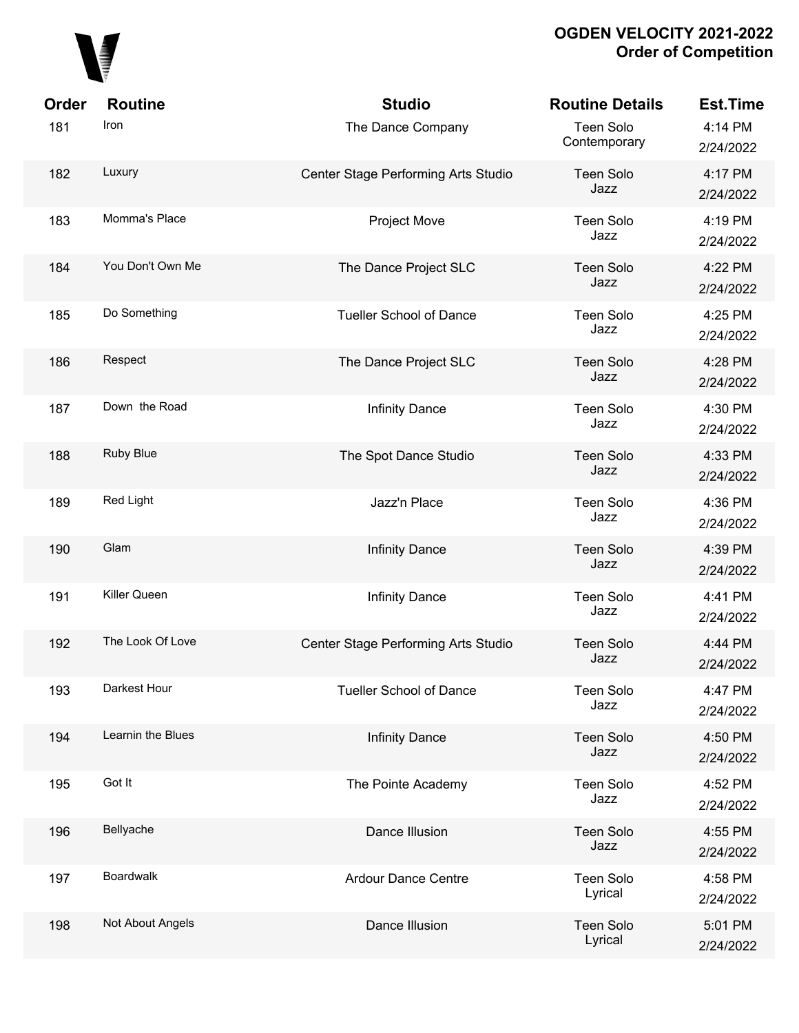# OGDEN VELOCITY 2021-2022
## Order of Competition

| Order | Routine | Studio | Routine Details | Est.Time |
|---|---|---|---|---|
| 181 | Iron | The Dance Company | Teen Solo Contemporary | 4:14 PM 2/24/2022 |
| 182 | Luxury | Center Stage Performing Arts Studio | Teen Solo Jazz | 4:17 PM 2/24/2022 |
| 183 | Momma's Place | Project Move | Teen Solo Jazz | 4:19 PM 2/24/2022 |
| 184 | You Don't Own Me | The Dance Project SLC | Teen Solo Jazz | 4:22 PM 2/24/2022 |
| 185 | Do Something | Tueller School of Dance | Teen Solo Jazz | 4:25 PM 2/24/2022 |
| 186 | Respect | The Dance Project SLC | Teen Solo Jazz | 4:28 PM 2/24/2022 |
| 187 | Down the Road | Infinity Dance | Teen Solo Jazz | 4:30 PM 2/24/2022 |
| 188 | Ruby Blue | The Spot Dance Studio | Teen Solo Jazz | 4:33 PM 2/24/2022 |
| 189 | Red Light | Jazz'n Place | Teen Solo Jazz | 4:36 PM 2/24/2022 |
| 190 | Glam | Infinity Dance | Teen Solo Jazz | 4:39 PM 2/24/2022 |
| 191 | Killer Queen | Infinity Dance | Teen Solo Jazz | 4:41 PM 2/24/2022 |
| 192 | The Look Of Love | Center Stage Performing Arts Studio | Teen Solo Jazz | 4:44 PM 2/24/2022 |
| 193 | Darkest Hour | Tueller School of Dance | Teen Solo Jazz | 4:47 PM 2/24/2022 |
| 194 | Learnin the Blues | Infinity Dance | Teen Solo Jazz | 4:50 PM 2/24/2022 |
| 195 | Got It | The Pointe Academy | Teen Solo Jazz | 4:52 PM 2/24/2022 |
| 196 | Bellyache | Dance Illusion | Teen Solo Jazz | 4:55 PM 2/24/2022 |
| 197 | Boardwalk | Ardour Dance Centre | Teen Solo Lyrical | 4:58 PM 2/24/2022 |
| 198 | Not About Angels | Dance Illusion | Teen Solo Lyrical | 5:01 PM 2/24/2022 |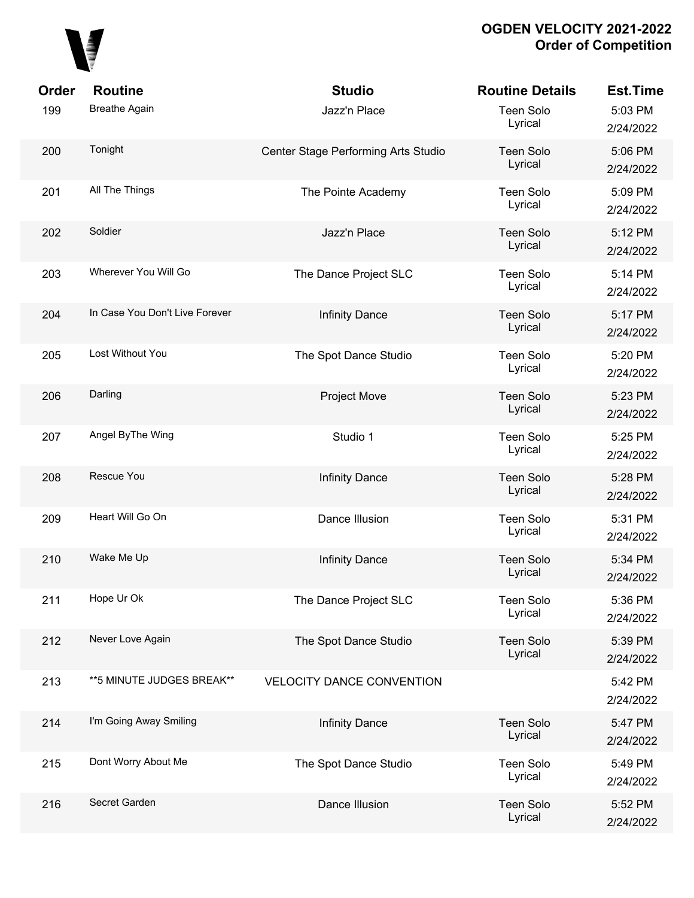**OGDEN VELOCITY 2021-2022**
**Order of Competition**

| Order | Routine | Studio | Routine Details | Est.Time |
|---|---|---|---|---|
| 199 | Breathe Again | Jazz'n Place | Teen Solo Lyrical | 5:03 PM 2/24/2022 |
| 200 | Tonight | Center Stage Performing Arts Studio | Teen Solo Lyrical | 5:06 PM 2/24/2022 |
| 201 | All The Things | The Pointe Academy | Teen Solo Lyrical | 5:09 PM 2/24/2022 |
| 202 | Soldier | Jazz'n Place | Teen Solo Lyrical | 5:12 PM 2/24/2022 |
| 203 | Wherever You Will Go | The Dance Project SLC | Teen Solo Lyrical | 5:14 PM 2/24/2022 |
| 204 | In Case You Don't Live Forever | Infinity Dance | Teen Solo Lyrical | 5:17 PM 2/24/2022 |
| 205 | Lost Without You | The Spot Dance Studio | Teen Solo Lyrical | 5:20 PM 2/24/2022 |
| 206 | Darling | Project Move | Teen Solo Lyrical | 5:23 PM 2/24/2022 |
| 207 | Angel ByThe Wing | Studio 1 | Teen Solo Lyrical | 5:25 PM 2/24/2022 |
| 208 | Rescue You | Infinity Dance | Teen Solo Lyrical | 5:28 PM 2/24/2022 |
| 209 | Heart Will Go On | Dance Illusion | Teen Solo Lyrical | 5:31 PM 2/24/2022 |
| 210 | Wake Me Up | Infinity Dance | Teen Solo Lyrical | 5:34 PM 2/24/2022 |
| 211 | Hope Ur Ok | The Dance Project SLC | Teen Solo Lyrical | 5:36 PM 2/24/2022 |
| 212 | Never Love Again | The Spot Dance Studio | Teen Solo Lyrical | 5:39 PM 2/24/2022 |
| 213 | **5 MINUTE JUDGES BREAK** | VELOCITY DANCE CONVENTION | | 5:42 PM 2/24/2022 |
| 214 | I'm Going Away Smiling | Infinity Dance | Teen Solo Lyrical | 5:47 PM 2/24/2022 |
| 215 | Dont Worry About Me | The Spot Dance Studio | Teen Solo Lyrical | 5:49 PM 2/24/2022 |
| 216 | Secret Garden | Dance Illusion | Teen Solo Lyrical | 5:52 PM 2/24/2022 |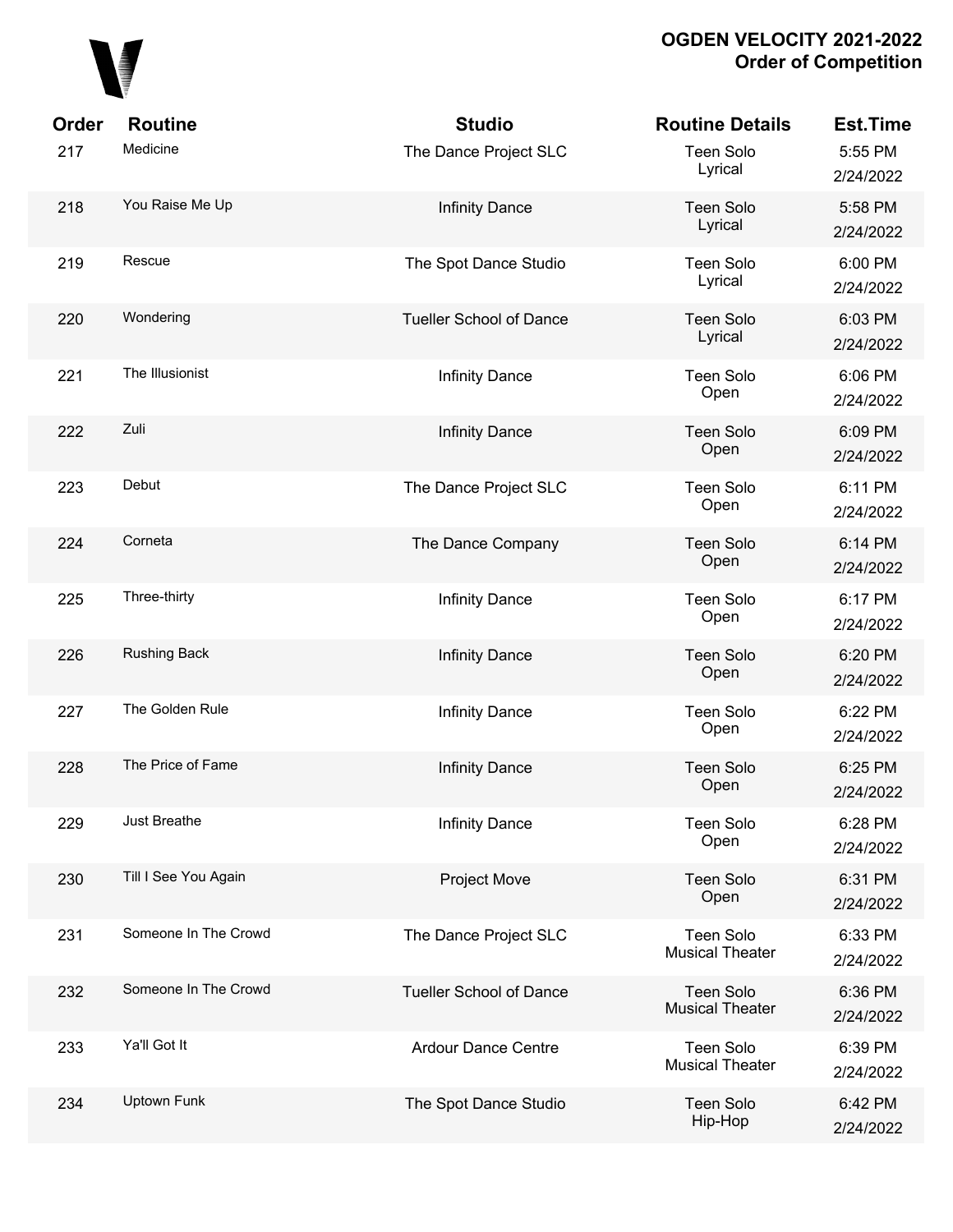**OGDEN VELOCITY 2021-2022**
**Order of Competition**

| Order | Routine | Studio | Routine Details | Est.Time |
|---|---|---|---|---|
| 217 | Medicine | The Dance Project SLC | Teen Solo Lyrical | 5:55 PM 2/24/2022 |
| 218 | You Raise Me Up | Infinity Dance | Teen Solo Lyrical | 5:58 PM 2/24/2022 |
| 219 | Rescue | The Spot Dance Studio | Teen Solo Lyrical | 6:00 PM 2/24/2022 |
| 220 | Wondering | Tueller School of Dance | Teen Solo Lyrical | 6:03 PM 2/24/2022 |
| 221 | The Illusionist | Infinity Dance | Teen Solo Open | 6:06 PM 2/24/2022 |
| 222 | Zuli | Infinity Dance | Teen Solo Open | 6:09 PM 2/24/2022 |
| 223 | Debut | The Dance Project SLC | Teen Solo Open | 6:11 PM 2/24/2022 |
| 224 | Corneta | The Dance Company | Teen Solo Open | 6:14 PM 2/24/2022 |
| 225 | Three-thirty | Infinity Dance | Teen Solo Open | 6:17 PM 2/24/2022 |
| 226 | Rushing Back | Infinity Dance | Teen Solo Open | 6:20 PM 2/24/2022 |
| 227 | The Golden Rule | Infinity Dance | Teen Solo Open | 6:22 PM 2/24/2022 |
| 228 | The Price of Fame | Infinity Dance | Teen Solo Open | 6:25 PM 2/24/2022 |
| 229 | Just Breathe | Infinity Dance | Teen Solo Open | 6:28 PM 2/24/2022 |
| 230 | Till I See You Again | Project Move | Teen Solo Open | 6:31 PM 2/24/2022 |
| 231 | Someone In The Crowd | The Dance Project SLC | Teen Solo Musical Theater | 6:33 PM 2/24/2022 |
| 232 | Someone In The Crowd | Tueller School of Dance | Teen Solo Musical Theater | 6:36 PM 2/24/2022 |
| 233 | Ya'll Got It | Ardour Dance Centre | Teen Solo Musical Theater | 6:39 PM 2/24/2022 |
| 234 | Uptown Funk | The Spot Dance Studio | Teen Solo Hip-Hop | 6:42 PM 2/24/2022 |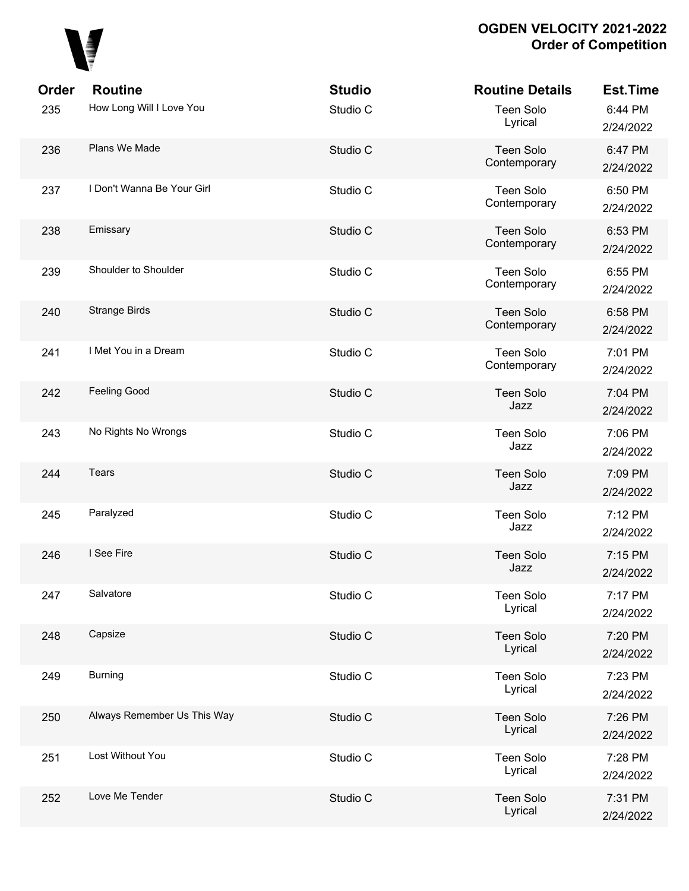# OGDEN VELOCITY 2021-2022
## Order of Competition

| Order | Routine | Studio | Routine Details | Est.Time |
|---|---|---|---|---|
| 235 | How Long Will I Love You | Studio C | Teen Solo Lyrical | 6:44 PM 2/24/2022 |
| 236 | Plans We Made | Studio C | Teen Solo Contemporary | 6:47 PM 2/24/2022 |
| 237 | I Don't Wanna Be Your Girl | Studio C | Teen Solo Contemporary | 6:50 PM 2/24/2022 |
| 238 | Emissary | Studio C | Teen Solo Contemporary | 6:53 PM 2/24/2022 |
| 239 | Shoulder to Shoulder | Studio C | Teen Solo Contemporary | 6:55 PM 2/24/2022 |
| 240 | Strange Birds | Studio C | Teen Solo Contemporary | 6:58 PM 2/24/2022 |
| 241 | I Met You in a Dream | Studio C | Teen Solo Contemporary | 7:01 PM 2/24/2022 |
| 242 | Feeling Good | Studio C | Teen Solo Jazz | 7:04 PM 2/24/2022 |
| 243 | No Rights No Wrongs | Studio C | Teen Solo Jazz | 7:06 PM 2/24/2022 |
| 244 | Tears | Studio C | Teen Solo Jazz | 7:09 PM 2/24/2022 |
| 245 | Paralyzed | Studio C | Teen Solo Jazz | 7:12 PM 2/24/2022 |
| 246 | I See Fire | Studio C | Teen Solo Jazz | 7:15 PM 2/24/2022 |
| 247 | Salvatore | Studio C | Teen Solo Lyrical | 7:17 PM 2/24/2022 |
| 248 | Capsize | Studio C | Teen Solo Lyrical | 7:20 PM 2/24/2022 |
| 249 | Burning | Studio C | Teen Solo Lyrical | 7:23 PM 2/24/2022 |
| 250 | Always Remember Us This Way | Studio C | Teen Solo Lyrical | 7:26 PM 2/24/2022 |
| 251 | Lost Without You | Studio C | Teen Solo Lyrical | 7:28 PM 2/24/2022 |
| 252 | Love Me Tender | Studio C | Teen Solo Lyrical | 7:31 PM 2/24/2022 |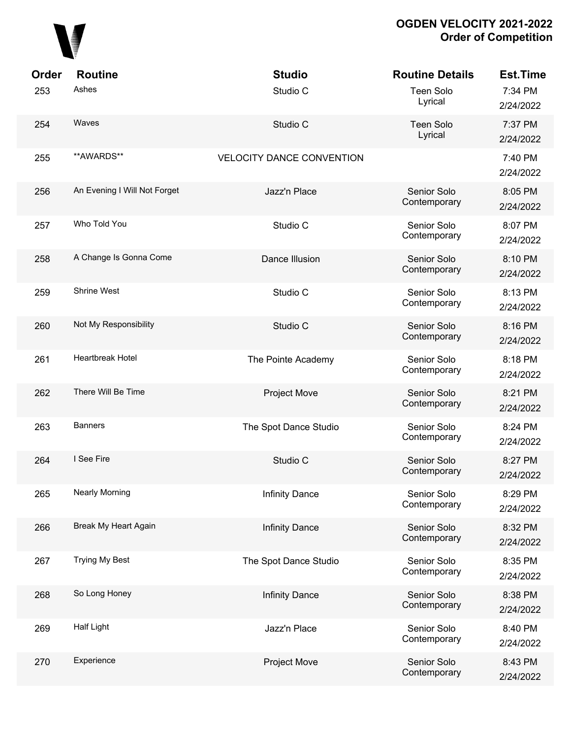**OGDEN VELOCITY 2021-2022**
**Order of Competition**

| Order | Routine | Studio | Routine Details | Est.Time |
|---|---|---|---|---|
| 253 | Ashes | Studio C | Teen Solo Lyrical | 7:34 PM 2/24/2022 |
| 254 | Waves | Studio C | Teen Solo Lyrical | 7:37 PM 2/24/2022 |
| 255 | **AWARDS** | VELOCITY DANCE CONVENTION | | 7:40 PM 2/24/2022 |
| 256 | An Evening I Will Not Forget | Jazz'n Place | Senior Solo Contemporary | 8:05 PM 2/24/2022 |
| 257 | Who Told You | Studio C | Senior Solo Contemporary | 8:07 PM 2/24/2022 |
| 258 | A Change Is Gonna Come | Dance Illusion | Senior Solo Contemporary | 8:10 PM 2/24/2022 |
| 259 | Shrine West | Studio C | Senior Solo Contemporary | 8:13 PM 2/24/2022 |
| 260 | Not My Responsibility | Studio C | Senior Solo Contemporary | 8:16 PM 2/24/2022 |
| 261 | Heartbreak Hotel | The Pointe Academy | Senior Solo Contemporary | 8:18 PM 2/24/2022 |
| 262 | There Will Be Time | Project Move | Senior Solo Contemporary | 8:21 PM 2/24/2022 |
| 263 | Banners | The Spot Dance Studio | Senior Solo Contemporary | 8:24 PM 2/24/2022 |
| 264 | I See Fire | Studio C | Senior Solo Contemporary | 8:27 PM 2/24/2022 |
| 265 | Nearly Morning | Infinity Dance | Senior Solo Contemporary | 8:29 PM 2/24/2022 |
| 266 | Break My Heart Again | Infinity Dance | Senior Solo Contemporary | 8:32 PM 2/24/2022 |
| 267 | Trying My Best | The Spot Dance Studio | Senior Solo Contemporary | 8:35 PM 2/24/2022 |
| 268 | So Long Honey | Infinity Dance | Senior Solo Contemporary | 8:38 PM 2/24/2022 |
| 269 | Half Light | Jazz'n Place | Senior Solo Contemporary | 8:40 PM 2/24/2022 |
| 270 | Experience | Project Move | Senior Solo Contemporary | 8:43 PM 2/24/2022 |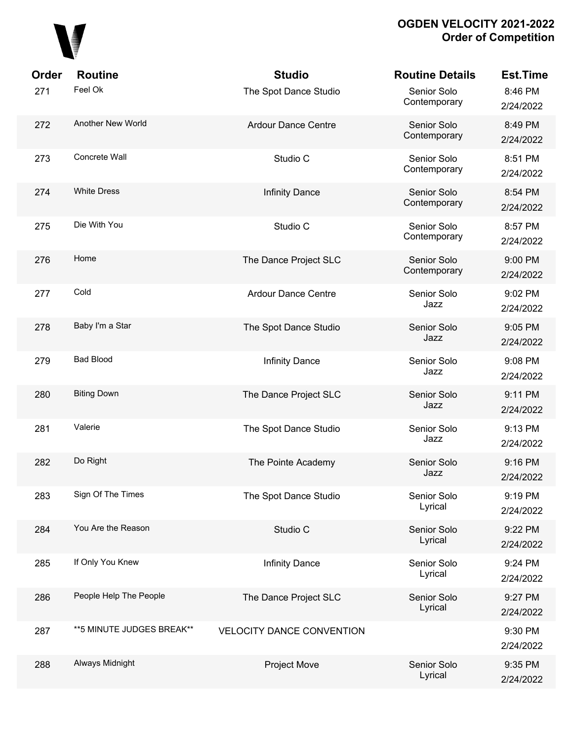# OGDEN VELOCITY 2021-2022
## Order of Competition

| Order | Routine | Studio | Routine Details | Est.Time |
|---|---|---|---|---|
| 271 | Feel Ok | The Spot Dance Studio | Senior Solo Contemporary | 8:46 PM 2/24/2022 |
| 272 | Another New World | Ardour Dance Centre | Senior Solo Contemporary | 8:49 PM 2/24/2022 |
| 273 | Concrete Wall | Studio C | Senior Solo Contemporary | 8:51 PM 2/24/2022 |
| 274 | White Dress | Infinity Dance | Senior Solo Contemporary | 8:54 PM 2/24/2022 |
| 275 | Die With You | Studio C | Senior Solo Contemporary | 8:57 PM 2/24/2022 |
| 276 | Home | The Dance Project SLC | Senior Solo Contemporary | 9:00 PM 2/24/2022 |
| 277 | Cold | Ardour Dance Centre | Senior Solo Jazz | 9:02 PM 2/24/2022 |
| 278 | Baby I'm a Star | The Spot Dance Studio | Senior Solo Jazz | 9:05 PM 2/24/2022 |
| 279 | Bad Blood | Infinity Dance | Senior Solo Jazz | 9:08 PM 2/24/2022 |
| 280 | Biting Down | The Dance Project SLC | Senior Solo Jazz | 9:11 PM 2/24/2022 |
| 281 | Valerie | The Spot Dance Studio | Senior Solo Jazz | 9:13 PM 2/24/2022 |
| 282 | Do Right | The Pointe Academy | Senior Solo Jazz | 9:16 PM 2/24/2022 |
| 283 | Sign Of The Times | The Spot Dance Studio | Senior Solo Lyrical | 9:19 PM 2/24/2022 |
| 284 | You Are the Reason | Studio C | Senior Solo Lyrical | 9:22 PM 2/24/2022 |
| 285 | If Only You Knew | Infinity Dance | Senior Solo Lyrical | 9:24 PM 2/24/2022 |
| 286 | People Help The People | The Dance Project SLC | Senior Solo Lyrical | 9:27 PM 2/24/2022 |
| 287 | **5 MINUTE JUDGES BREAK** | VELOCITY DANCE CONVENTION | | 9:30 PM 2/24/2022 |
| 288 | Always Midnight | Project Move | Senior Solo Lyrical | 9:35 PM 2/24/2022 |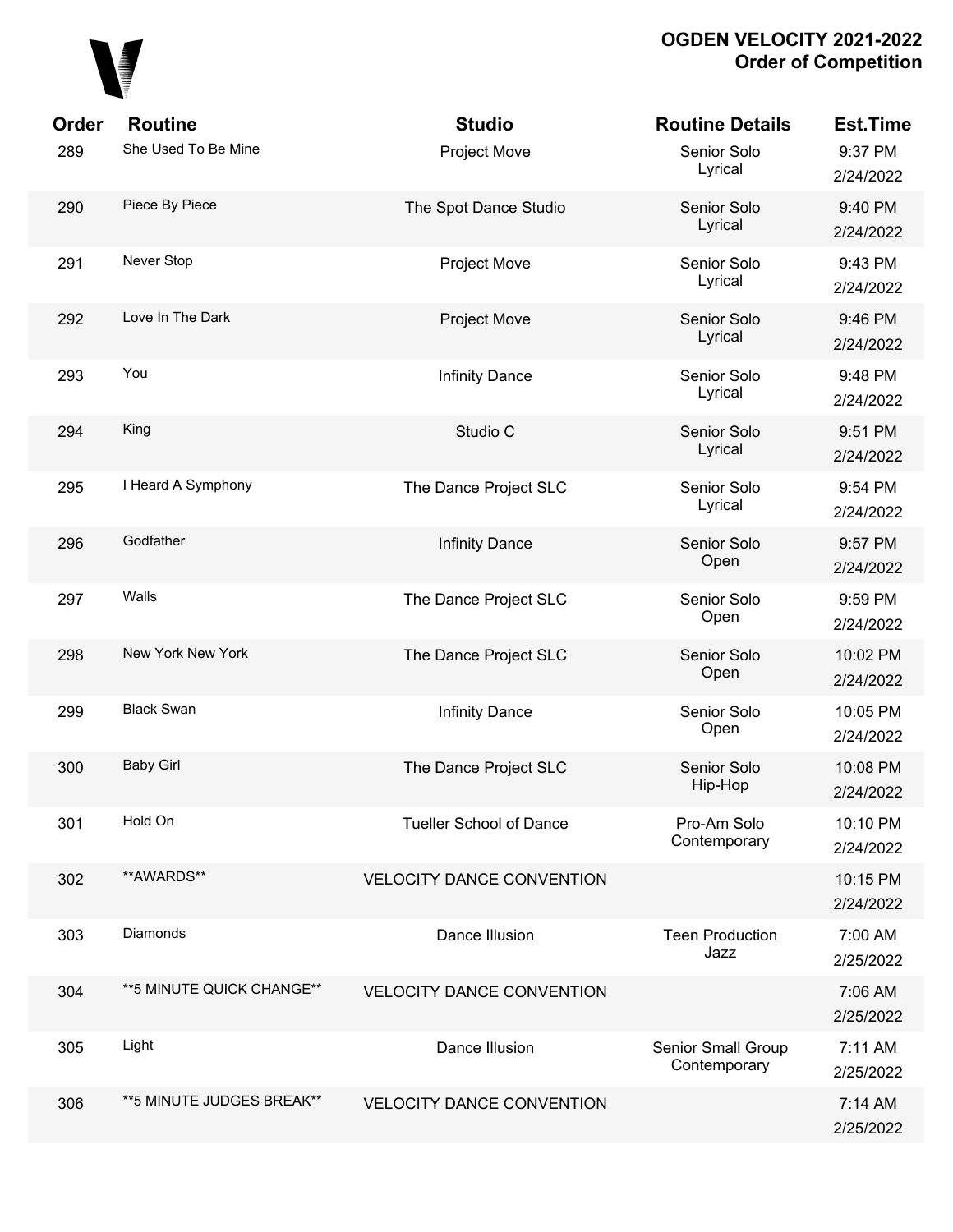# OGDEN VELOCITY 2021-2022
## Order of Competition

| Order | Routine | Studio | Routine Details | Est.Time |
|---|---|---|---|---|
| 289 | She Used To Be Mine | Project Move | Senior Solo Lyrical | 9:37 PM 2/24/2022 |
| 290 | Piece By Piece | The Spot Dance Studio | Senior Solo Lyrical | 9:40 PM 2/24/2022 |
| 291 | Never Stop | Project Move | Senior Solo Lyrical | 9:43 PM 2/24/2022 |
| 292 | Love In The Dark | Project Move | Senior Solo Lyrical | 9:46 PM 2/24/2022 |
| 293 | You | Infinity Dance | Senior Solo Lyrical | 9:48 PM 2/24/2022 |
| 294 | King | Studio C | Senior Solo Lyrical | 9:51 PM 2/24/2022 |
| 295 | I Heard A Symphony | The Dance Project SLC | Senior Solo Lyrical | 9:54 PM 2/24/2022 |
| 296 | Godfather | Infinity Dance | Senior Solo Open | 9:57 PM 2/24/2022 |
| 297 | Walls | The Dance Project SLC | Senior Solo Open | 9:59 PM 2/24/2022 |
| 298 | New York New York | The Dance Project SLC | Senior Solo Open | 10:02 PM 2/24/2022 |
| 299 | Black Swan | Infinity Dance | Senior Solo Open | 10:05 PM 2/24/2022 |
| 300 | Baby Girl | The Dance Project SLC | Senior Solo Hip-Hop | 10:08 PM 2/24/2022 |
| 301 | Hold On | Tueller School of Dance | Pro-Am Solo Contemporary | 10:10 PM 2/24/2022 |
| 302 | **AWARDS** | VELOCITY DANCE CONVENTION | | 10:15 PM 2/24/2022 |
| 303 | Diamonds | Dance Illusion | Teen Production Jazz | 7:00 AM 2/25/2022 |
| 304 | **5 MINUTE QUICK CHANGE** | VELOCITY DANCE CONVENTION | | 7:06 AM 2/25/2022 |
| 305 | Light | Dance Illusion | Senior Small Group Contemporary | 7:11 AM 2/25/2022 |
| 306 | **5 MINUTE JUDGES BREAK** | VELOCITY DANCE CONVENTION | | 7:14 AM 2/25/2022 |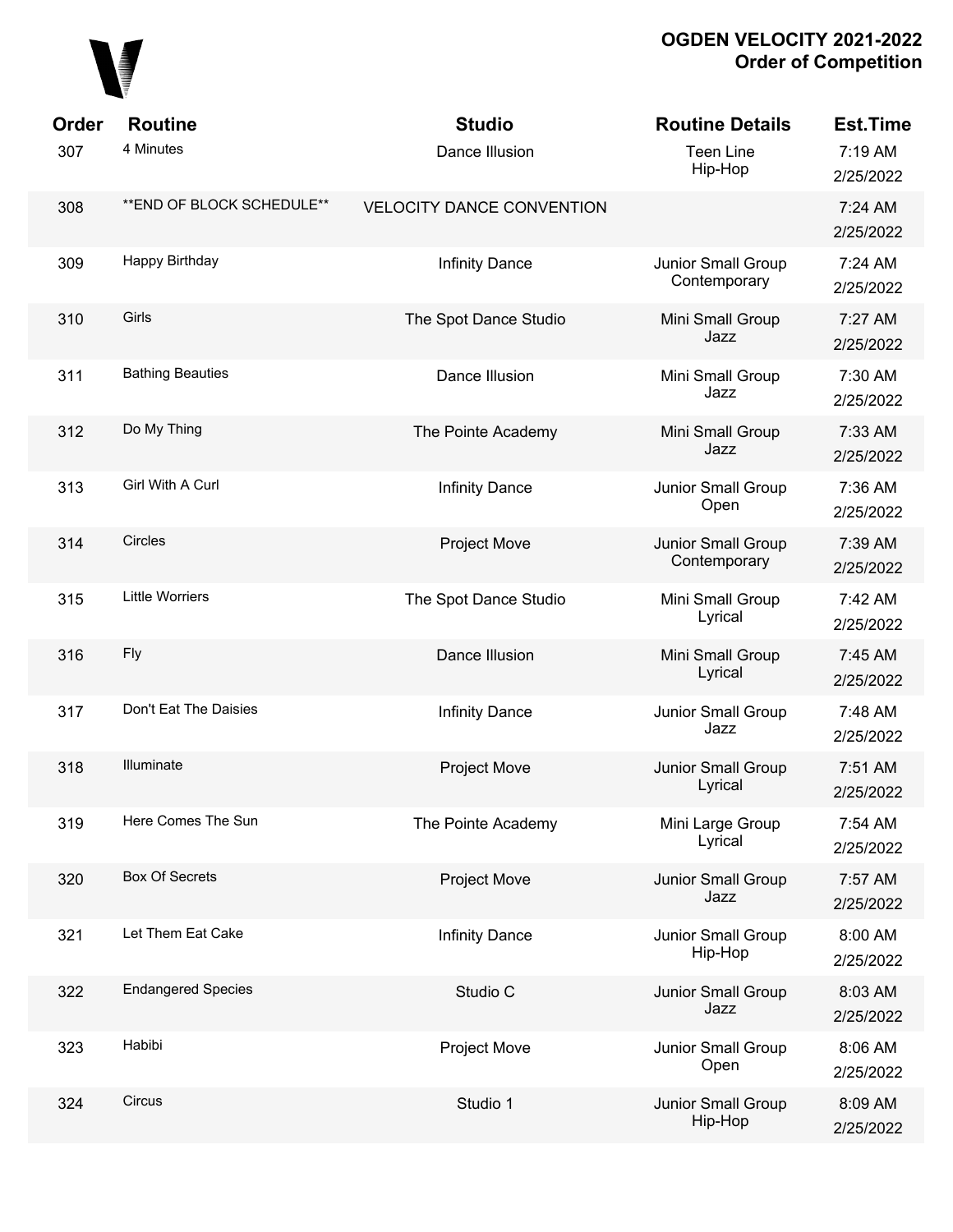**OGDEN VELOCITY 2021-2022**
**Order of Competition**

| Order | Routine | Studio | Routine Details | Est.Time |
|---|---|---|---|---|
| 307 | 4 Minutes | Dance Illusion | Teen Line Hip-Hop | 7:19 AM 2/25/2022 |
| 308 | **END OF BLOCK SCHEDULE** | VELOCITY DANCE CONVENTION | | 7:24 AM 2/25/2022 |
| 309 | Happy Birthday | Infinity Dance | Junior Small Group Contemporary | 7:24 AM 2/25/2022 |
| 310 | Girls | The Spot Dance Studio | Mini Small Group Jazz | 7:27 AM 2/25/2022 |
| 311 | Bathing Beauties | Dance Illusion | Mini Small Group Jazz | 7:30 AM 2/25/2022 |
| 312 | Do My Thing | The Pointe Academy | Mini Small Group Jazz | 7:33 AM 2/25/2022 |
| 313 | Girl With A Curl | Infinity Dance | Junior Small Group Open | 7:36 AM 2/25/2022 |
| 314 | Circles | Project Move | Junior Small Group Contemporary | 7:39 AM 2/25/2022 |
| 315 | Little Worriers | The Spot Dance Studio | Mini Small Group Lyrical | 7:42 AM 2/25/2022 |
| 316 | Fly | Dance Illusion | Mini Small Group Lyrical | 7:45 AM 2/25/2022 |
| 317 | Don't Eat The Daisies | Infinity Dance | Junior Small Group Jazz | 7:48 AM 2/25/2022 |
| 318 | Illuminate | Project Move | Junior Small Group Lyrical | 7:51 AM 2/25/2022 |
| 319 | Here Comes The Sun | The Pointe Academy | Mini Large Group Lyrical | 7:54 AM 2/25/2022 |
| 320 | Box Of Secrets | Project Move | Junior Small Group Jazz | 7:57 AM 2/25/2022 |
| 321 | Let Them Eat Cake | Infinity Dance | Junior Small Group Hip-Hop | 8:00 AM 2/25/2022 |
| 322 | Endangered Species | Studio C | Junior Small Group Jazz | 8:03 AM 2/25/2022 |
| 323 | Habibi | Project Move | Junior Small Group Open | 8:06 AM 2/25/2022 |
| 324 | Circus | Studio 1 | Junior Small Group Hip-Hop | 8:09 AM 2/25/2022 |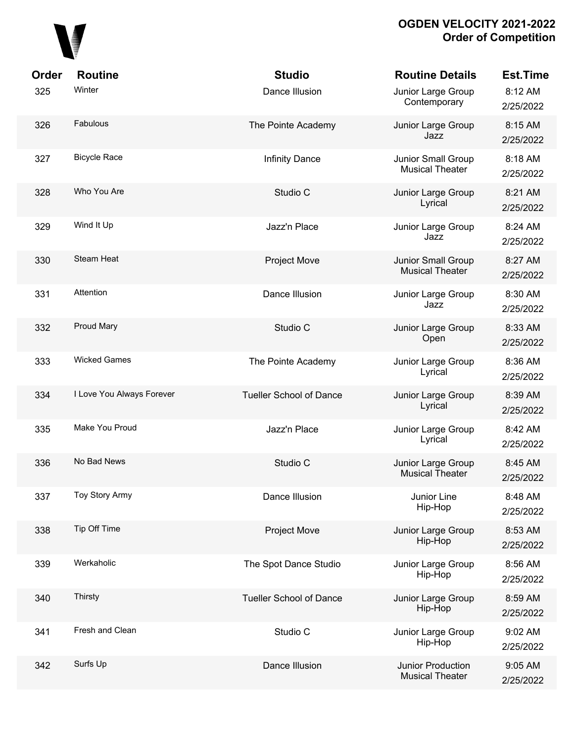**OGDEN VELOCITY 2021-2022**
**Order of Competition**

| Order | Routine | Studio | Routine Details | Est.Time |
|---|---|---|---|---|
| 325 | Winter | Dance Illusion | Junior Large Group Contemporary | 8:12 AM 2/25/2022 |
| 326 | Fabulous | The Pointe Academy | Junior Large Group Jazz | 8:15 AM 2/25/2022 |
| 327 | Bicycle Race | Infinity Dance | Junior Small Group Musical Theater | 8:18 AM 2/25/2022 |
| 328 | Who You Are | Studio C | Junior Large Group Lyrical | 8:21 AM 2/25/2022 |
| 329 | Wind It Up | Jazz'n Place | Junior Large Group Jazz | 8:24 AM 2/25/2022 |
| 330 | Steam Heat | Project Move | Junior Small Group Musical Theater | 8:27 AM 2/25/2022 |
| 331 | Attention | Dance Illusion | Junior Large Group Jazz | 8:30 AM 2/25/2022 |
| 332 | Proud Mary | Studio C | Junior Large Group Open | 8:33 AM 2/25/2022 |
| 333 | Wicked Games | The Pointe Academy | Junior Large Group Lyrical | 8:36 AM 2/25/2022 |
| 334 | I Love You Always Forever | Tueller School of Dance | Junior Large Group Lyrical | 8:39 AM 2/25/2022 |
| 335 | Make You Proud | Jazz'n Place | Junior Large Group Lyrical | 8:42 AM 2/25/2022 |
| 336 | No Bad News | Studio C | Junior Large Group Musical Theater | 8:45 AM 2/25/2022 |
| 337 | Toy Story Army | Dance Illusion | Junior Line Hip-Hop | 8:48 AM 2/25/2022 |
| 338 | Tip Off Time | Project Move | Junior Large Group Hip-Hop | 8:53 AM 2/25/2022 |
| 339 | Werkaholic | The Spot Dance Studio | Junior Large Group Hip-Hop | 8:56 AM 2/25/2022 |
| 340 | Thirsty | Tueller School of Dance | Junior Large Group Hip-Hop | 8:59 AM 2/25/2022 |
| 341 | Fresh and Clean | Studio C | Junior Large Group Hip-Hop | 9:02 AM 2/25/2022 |
| 342 | Surfs Up | Dance Illusion | Junior Production Musical Theater | 9:05 AM 2/25/2022 |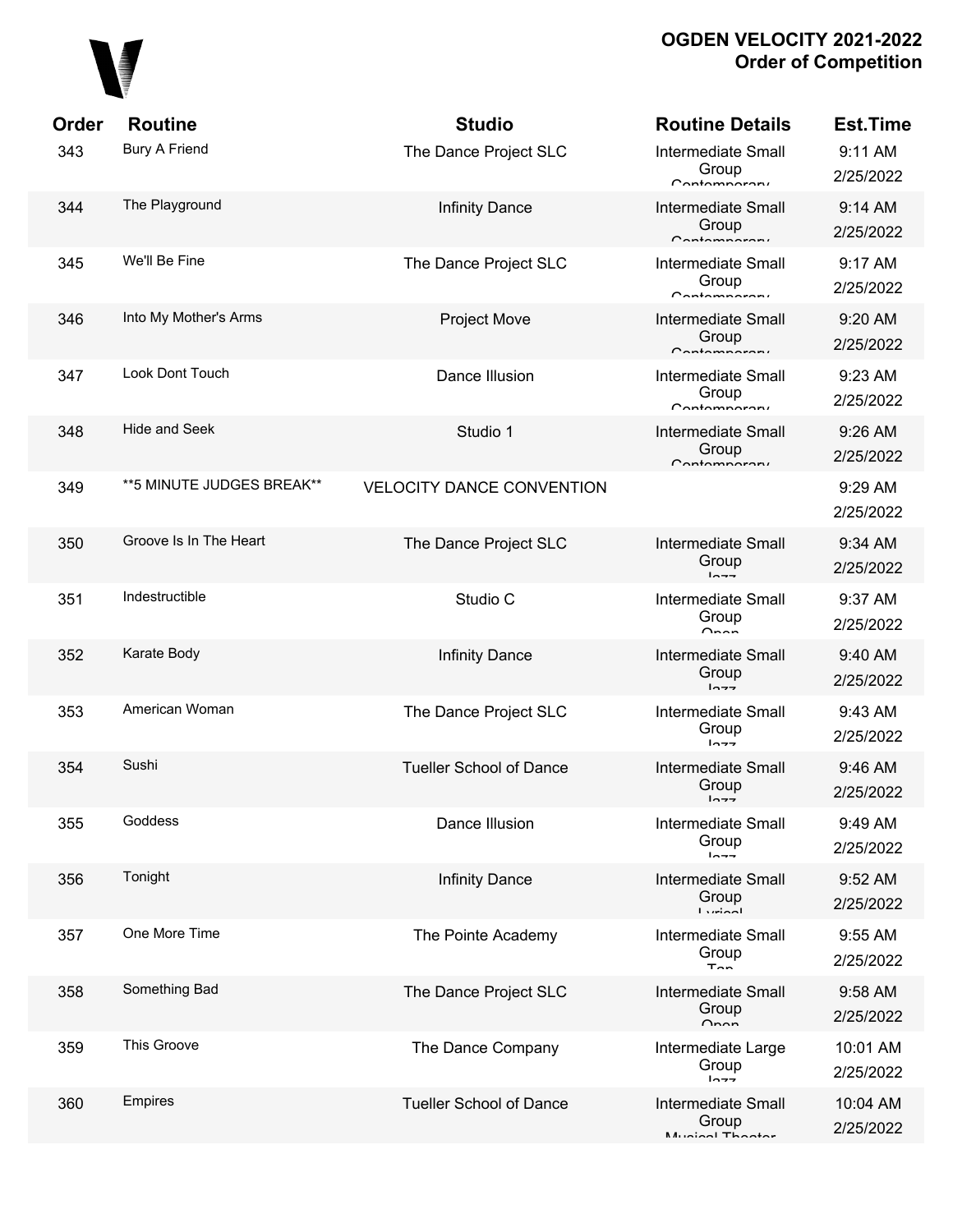# OGDEN VELOCITY 2021-2022
## Order of Competition

| Order | Routine | Studio | Routine Details | Est.Time |
|---|---|---|---|---|
| 343 | Bury A Friend | The Dance Project SLC | Intermediate Small Group Contemporary | 9:11 AM 2/25/2022 |
| 344 | The Playground | Infinity Dance | Intermediate Small Group Contemporary | 9:14 AM 2/25/2022 |
| 345 | We'll Be Fine | The Dance Project SLC | Intermediate Small Group Contemporary | 9:17 AM 2/25/2022 |
| 346 | Into My Mother's Arms | Project Move | Intermediate Small Group Contemporary | 9:20 AM 2/25/2022 |
| 347 | Look Dont Touch | Dance Illusion | Intermediate Small Group Contemporary | 9:23 AM 2/25/2022 |
| 348 | Hide and Seek | Studio 1 | Intermediate Small Group Contemporary | 9:26 AM 2/25/2022 |
| 349 | **5 MINUTE JUDGES BREAK** | VELOCITY DANCE CONVENTION | | 9:29 AM 2/25/2022 |
| 350 | Groove Is In The Heart | The Dance Project SLC | Intermediate Small Group Jazz | 9:34 AM 2/25/2022 |
| 351 | Indestructible | Studio C | Intermediate Small Group Open | 9:37 AM 2/25/2022 |
| 352 | Karate Body | Infinity Dance | Intermediate Small Group Jazz | 9:40 AM 2/25/2022 |
| 353 | American Woman | The Dance Project SLC | Intermediate Small Group Jazz | 9:43 AM 2/25/2022 |
| 354 | Sushi | Tueller School of Dance | Intermediate Small Group Jazz | 9:46 AM 2/25/2022 |
| 355 | Goddess | Dance Illusion | Intermediate Small Group Jazz | 9:49 AM 2/25/2022 |
| 356 | Tonight | Infinity Dance | Intermediate Small Group Lyrical | 9:52 AM 2/25/2022 |
| 357 | One More Time | The Pointe Academy | Intermediate Small Group Tap | 9:55 AM 2/25/2022 |
| 358 | Something Bad | The Dance Project SLC | Intermediate Small Group Open | 9:58 AM 2/25/2022 |
| 359 | This Groove | The Dance Company | Intermediate Large Group Jazz | 10:01 AM 2/25/2022 |
| 360 | Empires | Tueller School of Dance | Intermediate Small Group Musical Theater | 10:04 AM 2/25/2022 |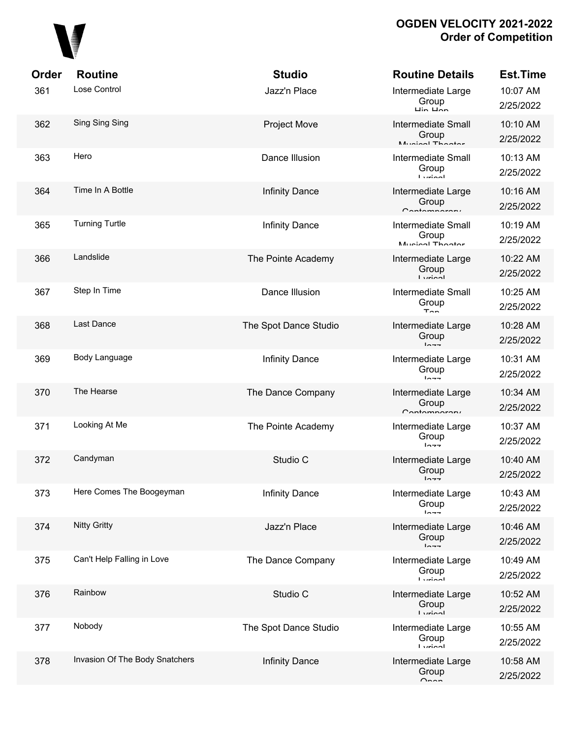# OGDEN VELOCITY 2021-2022
## Order of Competition

| Order | Routine | Studio | Routine Details | Est.Time |
|---|---|---|---|---|
| 361 | Lose Control | Jazz'n Place | Intermediate Large Group Hip Hop | 10:07 AM 2/25/2022 |
| 362 | Sing Sing Sing | Project Move | Intermediate Small Group Musical Theater | 10:10 AM 2/25/2022 |
| 363 | Hero | Dance Illusion | Intermediate Small Group Lyrical | 10:13 AM 2/25/2022 |
| 364 | Time In A Bottle | Infinity Dance | Intermediate Large Group Contemporary | 10:16 AM 2/25/2022 |
| 365 | Turning Turtle | Infinity Dance | Intermediate Small Group Musical Theater | 10:19 AM 2/25/2022 |
| 366 | Landslide | The Pointe Academy | Intermediate Large Group Lyrical | 10:22 AM 2/25/2022 |
| 367 | Step In Time | Dance Illusion | Intermediate Small Group Tap | 10:25 AM 2/25/2022 |
| 368 | Last Dance | The Spot Dance Studio | Intermediate Large Group Jazz | 10:28 AM 2/25/2022 |
| 369 | Body Language | Infinity Dance | Intermediate Large Group Jazz | 10:31 AM 2/25/2022 |
| 370 | The Hearse | The Dance Company | Intermediate Large Group Contemporary | 10:34 AM 2/25/2022 |
| 371 | Looking At Me | The Pointe Academy | Intermediate Large Group Jazz | 10:37 AM 2/25/2022 |
| 372 | Candyman | Studio C | Intermediate Large Group Jazz | 10:40 AM 2/25/2022 |
| 373 | Here Comes The Boogeyman | Infinity Dance | Intermediate Large Group Jazz | 10:43 AM 2/25/2022 |
| 374 | Nitty Gritty | Jazz'n Place | Intermediate Large Group Jazz | 10:46 AM 2/25/2022 |
| 375 | Can't Help Falling in Love | The Dance Company | Intermediate Large Group Lyrical | 10:49 AM 2/25/2022 |
| 376 | Rainbow | Studio C | Intermediate Large Group Lyrical | 10:52 AM 2/25/2022 |
| 377 | Nobody | The Spot Dance Studio | Intermediate Large Group Lyrical | 10:55 AM 2/25/2022 |
| 378 | Invasion Of The Body Snatchers | Infinity Dance | Intermediate Large Group Open | 10:58 AM 2/25/2022 |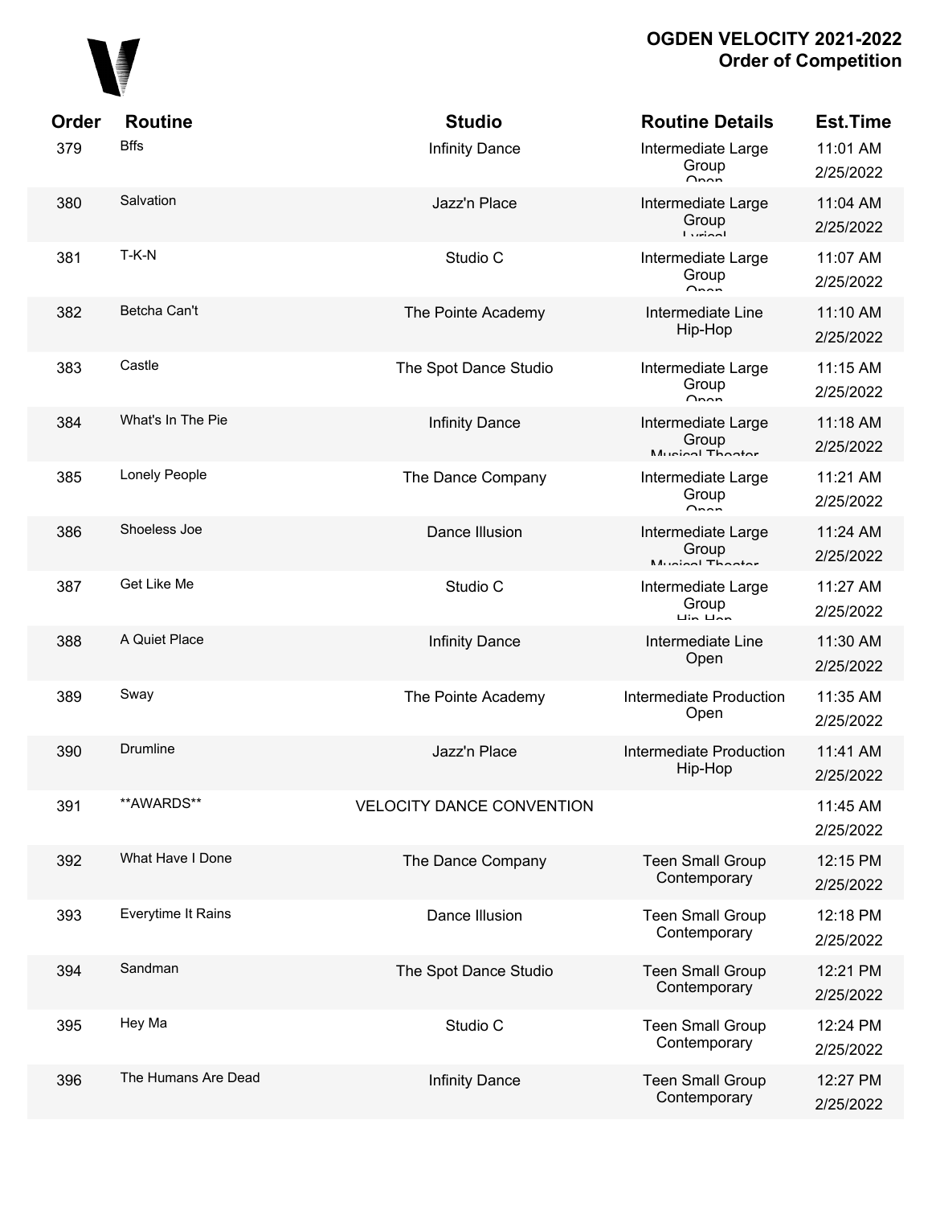# OGDEN VELOCITY 2021-2022
## Order of Competition

| Order | Routine | Studio | Routine Details | Est.Time |
|---|---|---|---|---|
| 379 | Bffs | Infinity Dance | Intermediate Large Group Open | 11:01 AM 2/25/2022 |
| 380 | Salvation | Jazz'n Place | Intermediate Large Group Lyrical | 11:04 AM 2/25/2022 |
| 381 | T-K-N | Studio C | Intermediate Large Group Open | 11:07 AM 2/25/2022 |
| 382 | Betcha Can't | The Pointe Academy | Intermediate Line Hip-Hop | 11:10 AM 2/25/2022 |
| 383 | Castle | The Spot Dance Studio | Intermediate Large Group Open | 11:15 AM 2/25/2022 |
| 384 | What's In The Pie | Infinity Dance | Intermediate Large Group Musical Theater | 11:18 AM 2/25/2022 |
| 385 | Lonely People | The Dance Company | Intermediate Large Group Open | 11:21 AM 2/25/2022 |
| 386 | Shoeless Joe | Dance Illusion | Intermediate Large Group Musical Theater | 11:24 AM 2/25/2022 |
| 387 | Get Like Me | Studio C | Intermediate Large Group Hip-Hop | 11:27 AM 2/25/2022 |
| 388 | A Quiet Place | Infinity Dance | Intermediate Line Open | 11:30 AM 2/25/2022 |
| 389 | Sway | The Pointe Academy | Intermediate Production Open | 11:35 AM 2/25/2022 |
| 390 | Drumline | Jazz'n Place | Intermediate Production Hip-Hop | 11:41 AM 2/25/2022 |
| 391 | **AWARDS** | VELOCITY DANCE CONVENTION | | 11:45 AM 2/25/2022 |
| 392 | What Have I Done | The Dance Company | Teen Small Group Contemporary | 12:15 PM 2/25/2022 |
| 393 | Everytime It Rains | Dance Illusion | Teen Small Group Contemporary | 12:18 PM 2/25/2022 |
| 394 | Sandman | The Spot Dance Studio | Teen Small Group Contemporary | 12:21 PM 2/25/2022 |
| 395 | Hey Ma | Studio C | Teen Small Group Contemporary | 12:24 PM 2/25/2022 |
| 396 | The Humans Are Dead | Infinity Dance | Teen Small Group Contemporary | 12:27 PM 2/25/2022 |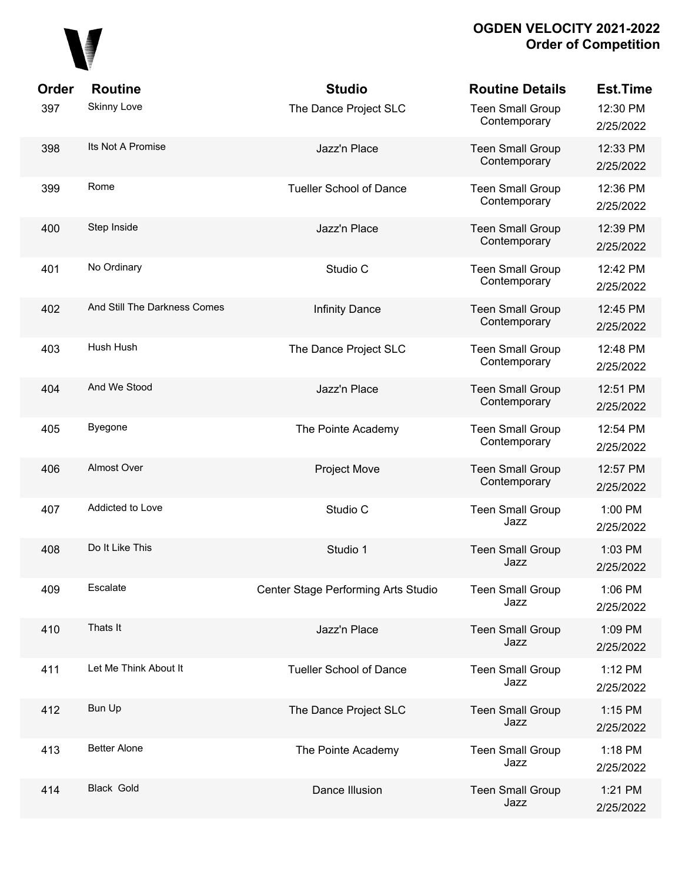# OGDEN VELOCITY 2021-2022
## Order of Competition

| Order | Routine | Studio | Routine Details | Est.Time |
|---|---|---|---|---|
| 397 | Skinny Love | The Dance Project SLC | Teen Small Group Contemporary | 12:30 PM 2/25/2022 |
| 398 | Its Not A Promise | Jazz'n Place | Teen Small Group Contemporary | 12:33 PM 2/25/2022 |
| 399 | Rome | Tueller School of Dance | Teen Small Group Contemporary | 12:36 PM 2/25/2022 |
| 400 | Step Inside | Jazz'n Place | Teen Small Group Contemporary | 12:39 PM 2/25/2022 |
| 401 | No Ordinary | Studio C | Teen Small Group Contemporary | 12:42 PM 2/25/2022 |
| 402 | And Still The Darkness Comes | Infinity Dance | Teen Small Group Contemporary | 12:45 PM 2/25/2022 |
| 403 | Hush Hush | The Dance Project SLC | Teen Small Group Contemporary | 12:48 PM 2/25/2022 |
| 404 | And We Stood | Jazz'n Place | Teen Small Group Contemporary | 12:51 PM 2/25/2022 |
| 405 | Byegone | The Pointe Academy | Teen Small Group Contemporary | 12:54 PM 2/25/2022 |
| 406 | Almost Over | Project Move | Teen Small Group Contemporary | 12:57 PM 2/25/2022 |
| 407 | Addicted to Love | Studio C | Teen Small Group Jazz | 1:00 PM 2/25/2022 |
| 408 | Do It Like This | Studio 1 | Teen Small Group Jazz | 1:03 PM 2/25/2022 |
| 409 | Escalate | Center Stage Performing Arts Studio | Teen Small Group Jazz | 1:06 PM 2/25/2022 |
| 410 | Thats It | Jazz'n Place | Teen Small Group Jazz | 1:09 PM 2/25/2022 |
| 411 | Let Me Think About It | Tueller School of Dance | Teen Small Group Jazz | 1:12 PM 2/25/2022 |
| 412 | Bun Up | The Dance Project SLC | Teen Small Group Jazz | 1:15 PM 2/25/2022 |
| 413 | Better Alone | The Pointe Academy | Teen Small Group Jazz | 1:18 PM 2/25/2022 |
| 414 | Black  Gold | Dance Illusion | Teen Small Group Jazz | 1:21 PM 2/25/2022 |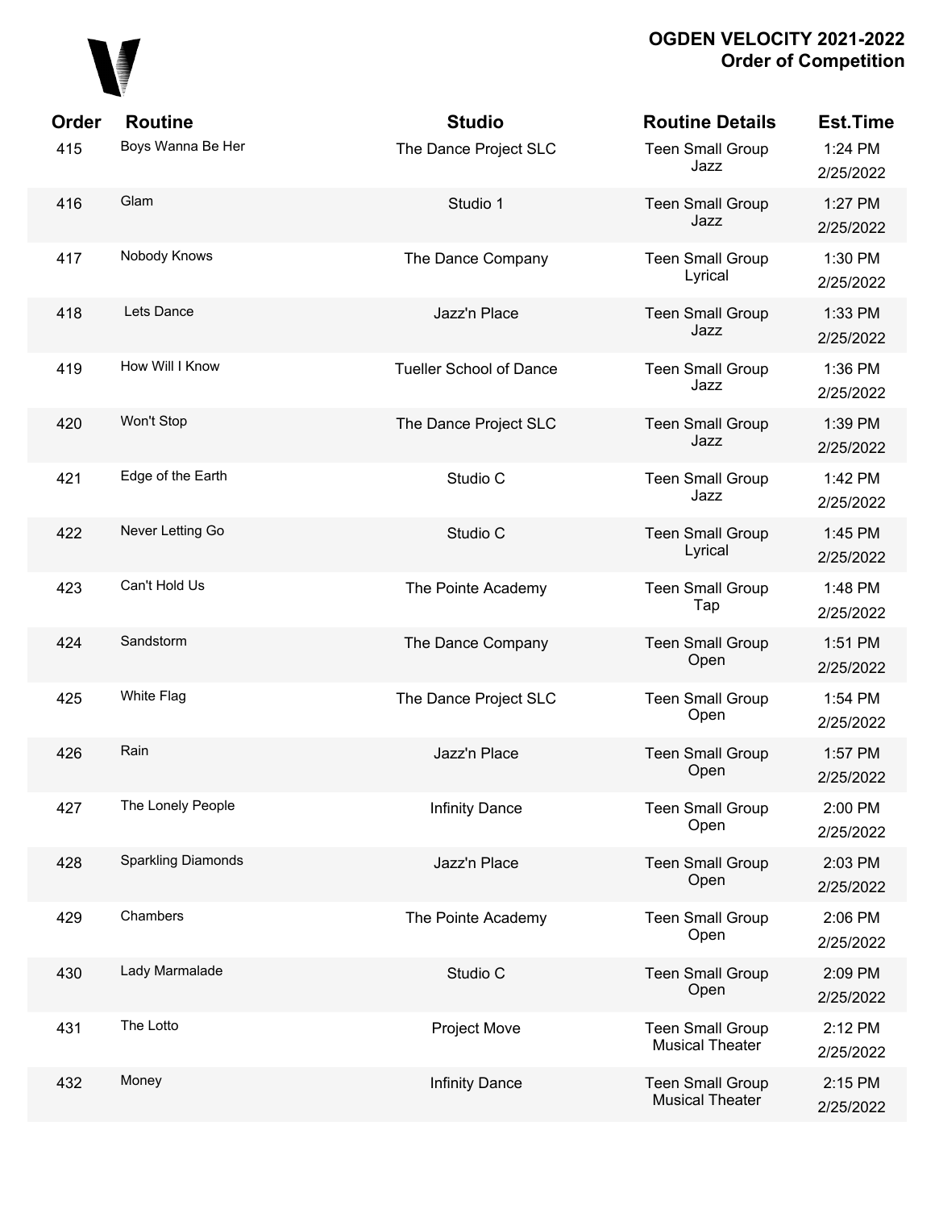**OGDEN VELOCITY 2021-2022**
**Order of Competition**

| Order | Routine | Studio | Routine Details | Est.Time |
|---|---|---|---|---|
| 415 | Boys Wanna Be Her | The Dance Project SLC | Teen Small Group Jazz | 1:24 PM 2/25/2022 |
| 416 | Glam | Studio 1 | Teen Small Group Jazz | 1:27 PM 2/25/2022 |
| 417 | Nobody Knows | The Dance Company | Teen Small Group Lyrical | 1:30 PM 2/25/2022 |
| 418 | Lets Dance | Jazz'n Place | Teen Small Group Jazz | 1:33 PM 2/25/2022 |
| 419 | How Will I Know | Tueller School of Dance | Teen Small Group Jazz | 1:36 PM 2/25/2022 |
| 420 | Won't Stop | The Dance Project SLC | Teen Small Group Jazz | 1:39 PM 2/25/2022 |
| 421 | Edge of the Earth | Studio C | Teen Small Group Jazz | 1:42 PM 2/25/2022 |
| 422 | Never Letting Go | Studio C | Teen Small Group Lyrical | 1:45 PM 2/25/2022 |
| 423 | Can't Hold Us | The Pointe Academy | Teen Small Group Tap | 1:48 PM 2/25/2022 |
| 424 | Sandstorm | The Dance Company | Teen Small Group Open | 1:51 PM 2/25/2022 |
| 425 | White Flag | The Dance Project SLC | Teen Small Group Open | 1:54 PM 2/25/2022 |
| 426 | Rain | Jazz'n Place | Teen Small Group Open | 1:57 PM 2/25/2022 |
| 427 | The Lonely People | Infinity Dance | Teen Small Group Open | 2:00 PM 2/25/2022 |
| 428 | Sparkling Diamonds | Jazz'n Place | Teen Small Group Open | 2:03 PM 2/25/2022 |
| 429 | Chambers | The Pointe Academy | Teen Small Group Open | 2:06 PM 2/25/2022 |
| 430 | Lady Marmalade | Studio C | Teen Small Group Open | 2:09 PM 2/25/2022 |
| 431 | The Lotto | Project Move | Teen Small Group Musical Theater | 2:12 PM 2/25/2022 |
| 432 | Money | Infinity Dance | Teen Small Group Musical Theater | 2:15 PM 2/25/2022 |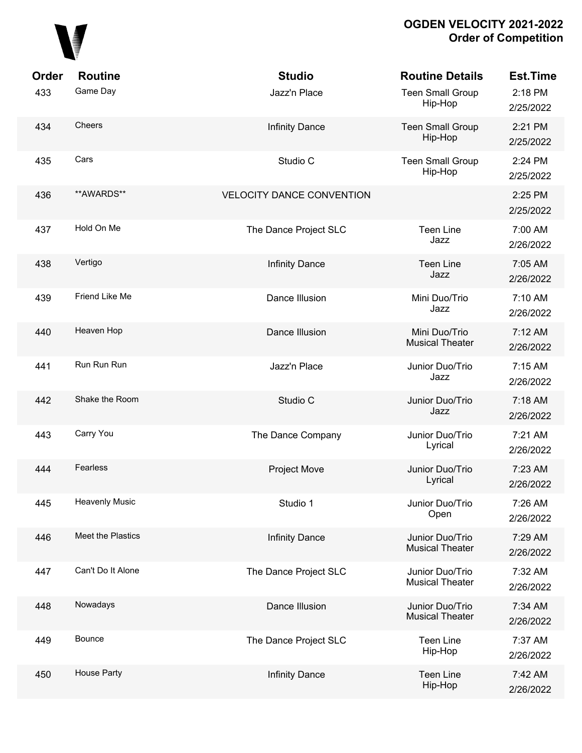# OGDEN VELOCITY 2021-2022
## Order of Competition

| Order | Routine | Studio | Routine Details | Est.Time |
|---|---|---|---|---|
| 433 | Game Day | Jazz'n Place | Teen Small Group Hip-Hop | 2:18 PM 2/25/2022 |
| 434 | Cheers | Infinity Dance | Teen Small Group Hip-Hop | 2:21 PM 2/25/2022 |
| 435 | Cars | Studio C | Teen Small Group Hip-Hop | 2:24 PM 2/25/2022 |
| 436 | **AWARDS** | VELOCITY DANCE CONVENTION | | 2:25 PM 2/25/2022 |
| 437 | Hold On Me | The Dance Project SLC | Teen Line Jazz | 7:00 AM 2/26/2022 |
| 438 | Vertigo | Infinity Dance | Teen Line Jazz | 7:05 AM 2/26/2022 |
| 439 | Friend Like Me | Dance Illusion | Mini Duo/Trio Jazz | 7:10 AM 2/26/2022 |
| 440 | Heaven Hop | Dance Illusion | Mini Duo/Trio Musical Theater | 7:12 AM 2/26/2022 |
| 441 | Run Run Run | Jazz'n Place | Junior Duo/Trio Jazz | 7:15 AM 2/26/2022 |
| 442 | Shake the Room | Studio C | Junior Duo/Trio Jazz | 7:18 AM 2/26/2022 |
| 443 | Carry You | The Dance Company | Junior Duo/Trio Lyrical | 7:21 AM 2/26/2022 |
| 444 | Fearless | Project Move | Junior Duo/Trio Lyrical | 7:23 AM 2/26/2022 |
| 445 | Heavenly Music | Studio 1 | Junior Duo/Trio Open | 7:26 AM 2/26/2022 |
| 446 | Meet the Plastics | Infinity Dance | Junior Duo/Trio Musical Theater | 7:29 AM 2/26/2022 |
| 447 | Can't Do It Alone | The Dance Project SLC | Junior Duo/Trio Musical Theater | 7:32 AM 2/26/2022 |
| 448 | Nowadays | Dance Illusion | Junior Duo/Trio Musical Theater | 7:34 AM 2/26/2022 |
| 449 | Bounce | The Dance Project SLC | Teen Line Hip-Hop | 7:37 AM 2/26/2022 |
| 450 | House Party | Infinity Dance | Teen Line Hip-Hop | 7:42 AM 2/26/2022 |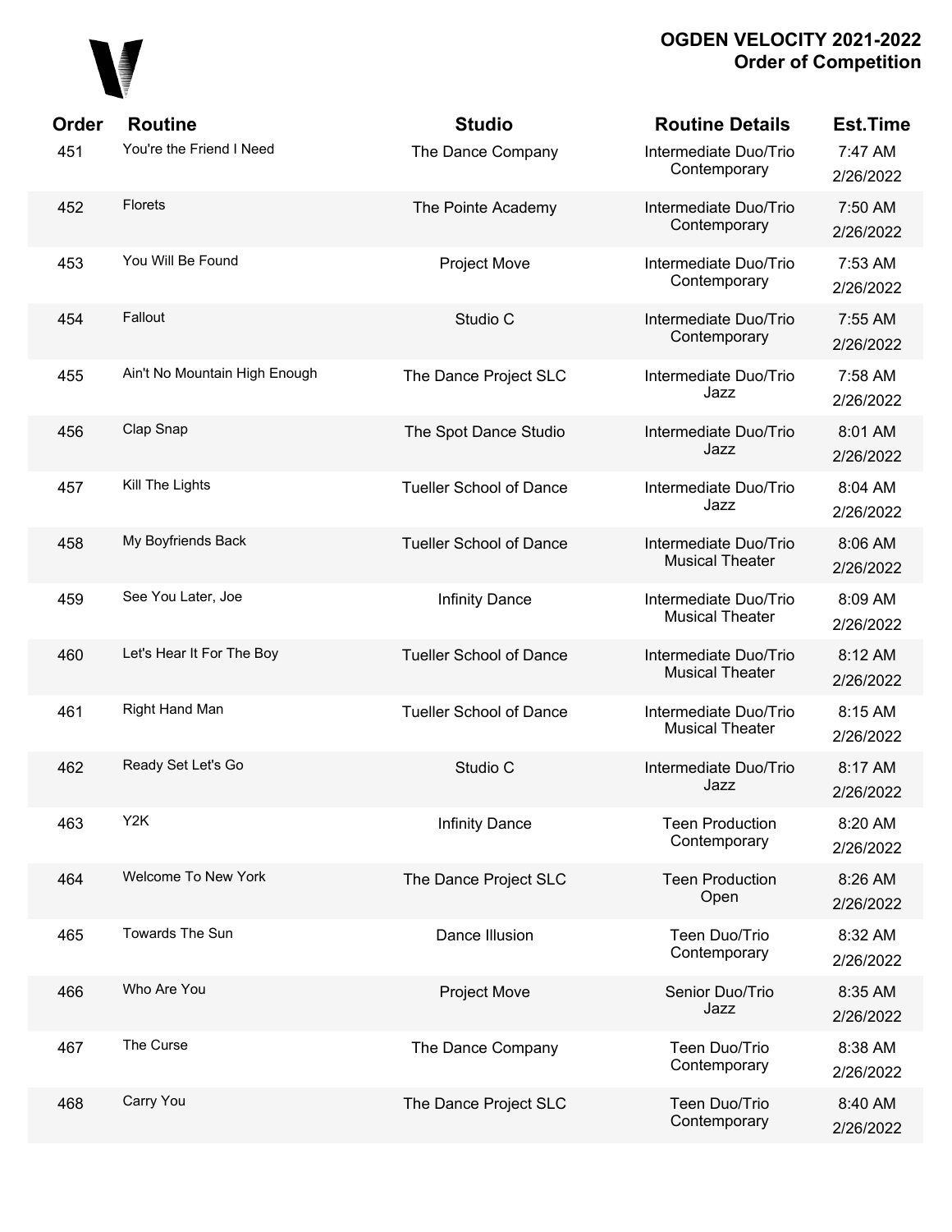# OGDEN VELOCITY 2021-2022
## Order of Competition

| Order | Routine | Studio | Routine Details | Est.Time |
|---|---|---|---|---|
| 451 | You're the Friend I Need | The Dance Company | Intermediate Duo/Trio Contemporary | 7:47 AM 2/26/2022 |
| 452 | Florets | The Pointe Academy | Intermediate Duo/Trio Contemporary | 7:50 AM 2/26/2022 |
| 453 | You Will Be Found | Project Move | Intermediate Duo/Trio Contemporary | 7:53 AM 2/26/2022 |
| 454 | Fallout | Studio C | Intermediate Duo/Trio Contemporary | 7:55 AM 2/26/2022 |
| 455 | Ain't No Mountain High Enough | The Dance Project SLC | Intermediate Duo/Trio Jazz | 7:58 AM 2/26/2022 |
| 456 | Clap Snap | The Spot Dance Studio | Intermediate Duo/Trio Jazz | 8:01 AM 2/26/2022 |
| 457 | Kill The Lights | Tueller School of Dance | Intermediate Duo/Trio Jazz | 8:04 AM 2/26/2022 |
| 458 | My Boyfriends Back | Tueller School of Dance | Intermediate Duo/Trio Musical Theater | 8:06 AM 2/26/2022 |
| 459 | See You Later, Joe | Infinity Dance | Intermediate Duo/Trio Musical Theater | 8:09 AM 2/26/2022 |
| 460 | Let's Hear It For The Boy | Tueller School of Dance | Intermediate Duo/Trio Musical Theater | 8:12 AM 2/26/2022 |
| 461 | Right Hand Man | Tueller School of Dance | Intermediate Duo/Trio Musical Theater | 8:15 AM 2/26/2022 |
| 462 | Ready Set Let's Go | Studio C | Intermediate Duo/Trio Jazz | 8:17 AM 2/26/2022 |
| 463 | Y2K | Infinity Dance | Teen Production Contemporary | 8:20 AM 2/26/2022 |
| 464 | Welcome To New York | The Dance Project SLC | Teen Production Open | 8:26 AM 2/26/2022 |
| 465 | Towards The Sun | Dance Illusion | Teen Duo/Trio Contemporary | 8:32 AM 2/26/2022 |
| 466 | Who Are You | Project Move | Senior Duo/Trio Jazz | 8:35 AM 2/26/2022 |
| 467 | The Curse | The Dance Company | Teen Duo/Trio Contemporary | 8:38 AM 2/26/2022 |
| 468 | Carry You | The Dance Project SLC | Teen Duo/Trio Contemporary | 8:40 AM 2/26/2022 |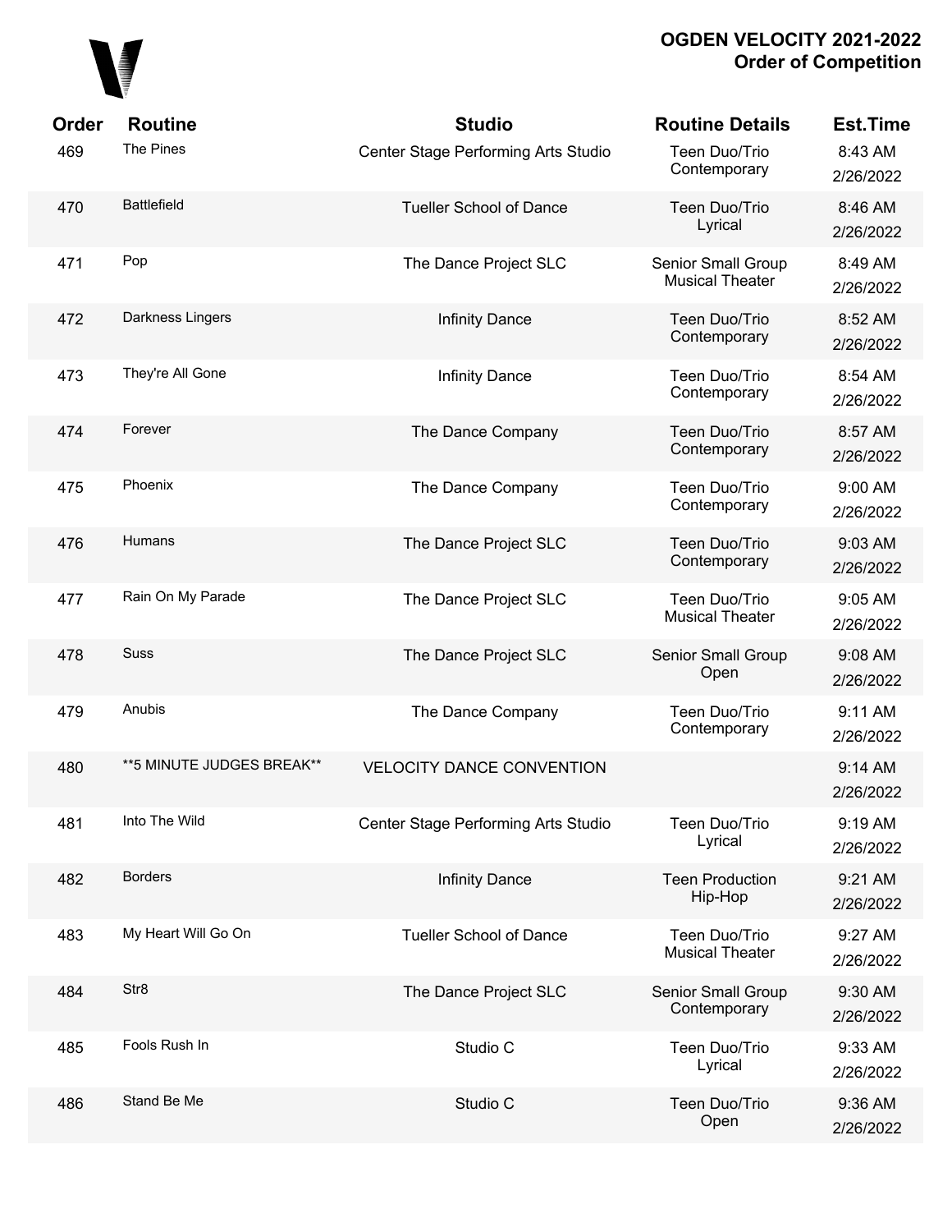# OGDEN VELOCITY 2021-2022
## Order of Competition

| Order | Routine | Studio | Routine Details | Est.Time |
|---|---|---|---|---|
| 469 | The Pines | Center Stage Performing Arts Studio | Teen Duo/Trio Contemporary | 8:43 AM 2/26/2022 |
| 470 | Battlefield | Tueller School of Dance | Teen Duo/Trio Lyrical | 8:46 AM 2/26/2022 |
| 471 | Pop | The Dance Project SLC | Senior Small Group Musical Theater | 8:49 AM 2/26/2022 |
| 472 | Darkness Lingers | Infinity Dance | Teen Duo/Trio Contemporary | 8:52 AM 2/26/2022 |
| 473 | They're All Gone | Infinity Dance | Teen Duo/Trio Contemporary | 8:54 AM 2/26/2022 |
| 474 | Forever | The Dance Company | Teen Duo/Trio Contemporary | 8:57 AM 2/26/2022 |
| 475 | Phoenix | The Dance Company | Teen Duo/Trio Contemporary | 9:00 AM 2/26/2022 |
| 476 | Humans | The Dance Project SLC | Teen Duo/Trio Contemporary | 9:03 AM 2/26/2022 |
| 477 | Rain On My Parade | The Dance Project SLC | Teen Duo/Trio Musical Theater | 9:05 AM 2/26/2022 |
| 478 | Suss | The Dance Project SLC | Senior Small Group Open | 9:08 AM 2/26/2022 |
| 479 | Anubis | The Dance Company | Teen Duo/Trio Contemporary | 9:11 AM 2/26/2022 |
| 480 | **5 MINUTE JUDGES BREAK** | VELOCITY DANCE CONVENTION | | 9:14 AM 2/26/2022 |
| 481 | Into The Wild | Center Stage Performing Arts Studio | Teen Duo/Trio Lyrical | 9:19 AM 2/26/2022 |
| 482 | Borders | Infinity Dance | Teen Production Hip-Hop | 9:21 AM 2/26/2022 |
| 483 | My Heart Will Go On | Tueller School of Dance | Teen Duo/Trio Musical Theater | 9:27 AM 2/26/2022 |
| 484 | Str8 | The Dance Project SLC | Senior Small Group Contemporary | 9:30 AM 2/26/2022 |
| 485 | Fools Rush In | Studio C | Teen Duo/Trio Lyrical | 9:33 AM 2/26/2022 |
| 486 | Stand Be Me | Studio C | Teen Duo/Trio Open | 9:36 AM 2/26/2022 |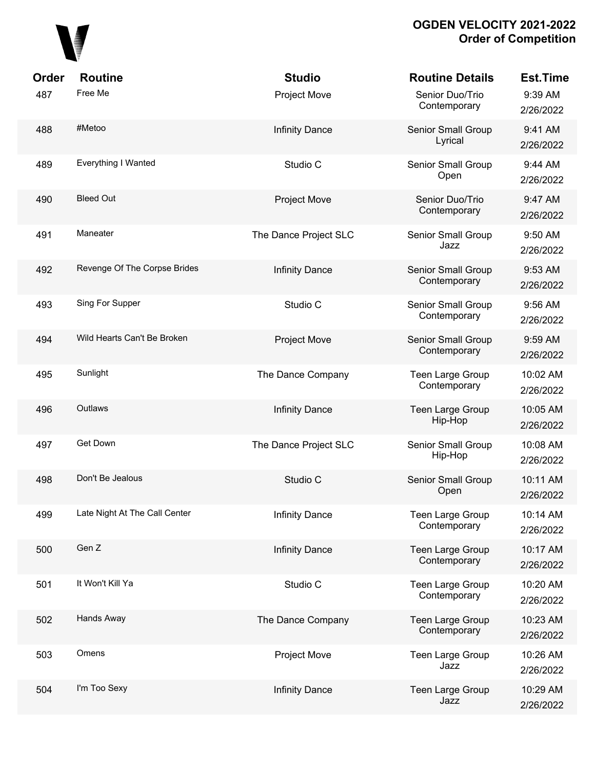| Order | Routine | Studio | Routine Details | Est.Time |
| --- | --- | --- | --- | --- |
| 487 | Free Me | Project Move | Senior Duo/Trio Contemporary | 9:39 AM 2/26/2022 |
| 488 | #Metoo | Infinity Dance | Senior Small Group Lyrical | 9:41 AM 2/26/2022 |
| 489 | Everything I Wanted | Studio C | Senior Small Group Open | 9:44 AM 2/26/2022 |
| 490 | Bleed Out | Project Move | Senior Duo/Trio Contemporary | 9:47 AM 2/26/2022 |
| 491 | Maneater | The Dance Project SLC | Senior Small Group Jazz | 9:50 AM 2/26/2022 |
| 492 | Revenge Of The Corpse Brides | Infinity Dance | Senior Small Group Contemporary | 9:53 AM 2/26/2022 |
| 493 | Sing For Supper | Studio C | Senior Small Group Contemporary | 9:56 AM 2/26/2022 |
| 494 | Wild Hearts Can't Be Broken | Project Move | Senior Small Group Contemporary | 9:59 AM 2/26/2022 |
| 495 | Sunlight | The Dance Company | Teen Large Group Contemporary | 10:02 AM 2/26/2022 |
| 496 | Outlaws | Infinity Dance | Teen Large Group Hip-Hop | 10:05 AM 2/26/2022 |
| 497 | Get Down | The Dance Project SLC | Senior Small Group Hip-Hop | 10:08 AM 2/26/2022 |
| 498 | Don't Be Jealous | Studio C | Senior Small Group Open | 10:11 AM 2/26/2022 |
| 499 | Late Night At The Call Center | Infinity Dance | Teen Large Group Contemporary | 10:14 AM 2/26/2022 |
| 500 | Gen Z | Infinity Dance | Teen Large Group Contemporary | 10:17 AM 2/26/2022 |
| 501 | It Won't Kill Ya | Studio C | Teen Large Group Contemporary | 10:20 AM 2/26/2022 |
| 502 | Hands Away | The Dance Company | Teen Large Group Contemporary | 10:23 AM 2/26/2022 |
| 503 | Omens | Project Move | Teen Large Group Jazz | 10:26 AM 2/26/2022 |
| 504 | I'm Too Sexy | Infinity Dance | Teen Large Group Jazz | 10:29 AM 2/26/2022 |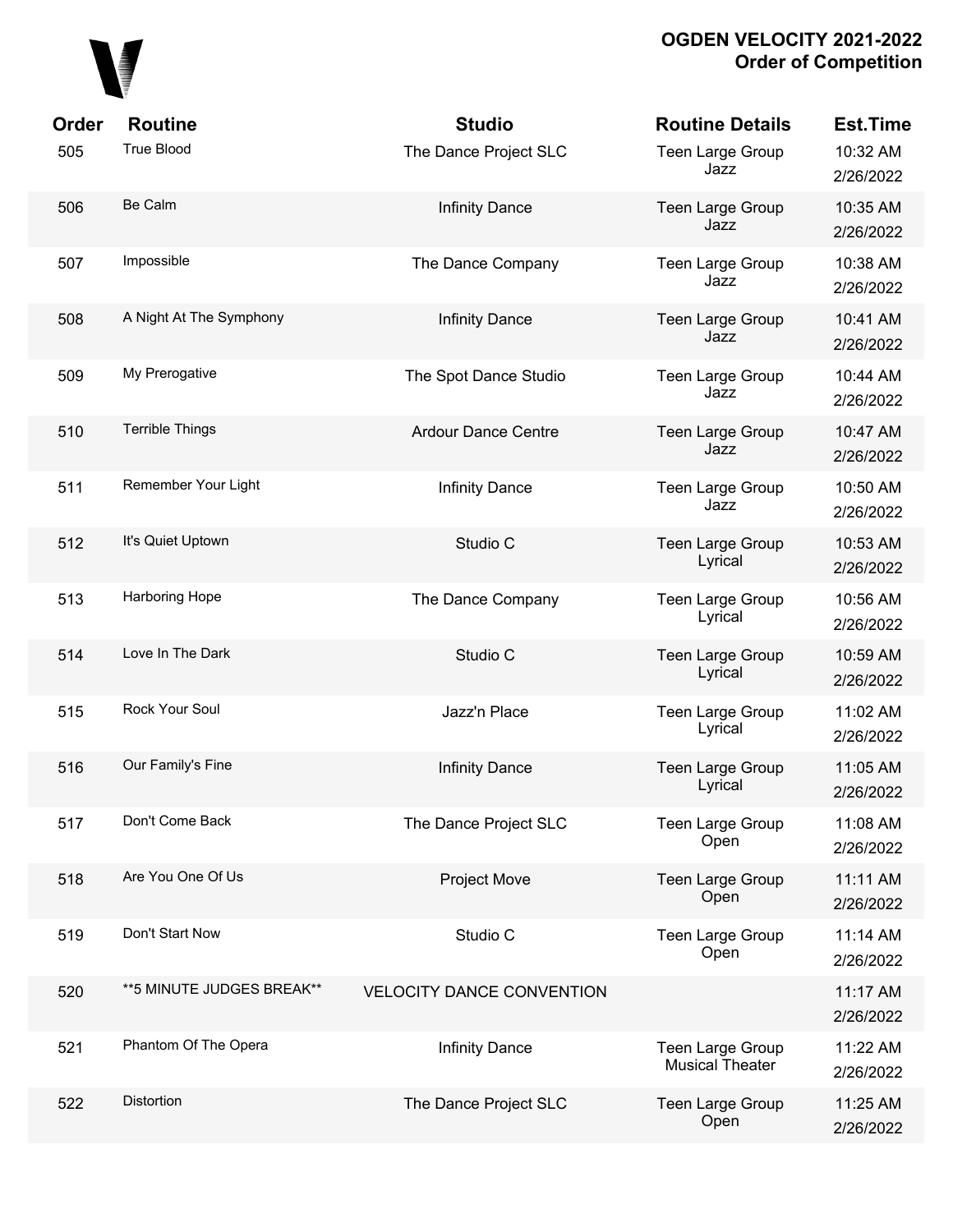## OGDEN VELOCITY 2021-2022
## Order of Competition

| Order | Routine | Studio | Routine Details | Est.Time |
|---|---|---|---|---|
| 505 | True Blood | The Dance Project SLC | Teen Large Group Jazz | 10:32 AM 2/26/2022 |
| 506 | Be Calm | Infinity Dance | Teen Large Group Jazz | 10:35 AM 2/26/2022 |
| 507 | Impossible | The Dance Company | Teen Large Group Jazz | 10:38 AM 2/26/2022 |
| 508 | A Night At The Symphony | Infinity Dance | Teen Large Group Jazz | 10:41 AM 2/26/2022 |
| 509 | My Prerogative | The Spot Dance Studio | Teen Large Group Jazz | 10:44 AM 2/26/2022 |
| 510 | Terrible Things | Ardour Dance Centre | Teen Large Group Jazz | 10:47 AM 2/26/2022 |
| 511 | Remember Your Light | Infinity Dance | Teen Large Group Jazz | 10:50 AM 2/26/2022 |
| 512 | It's Quiet Uptown | Studio C | Teen Large Group Lyrical | 10:53 AM 2/26/2022 |
| 513 | Harboring Hope | The Dance Company | Teen Large Group Lyrical | 10:56 AM 2/26/2022 |
| 514 | Love In The Dark | Studio C | Teen Large Group Lyrical | 10:59 AM 2/26/2022 |
| 515 | Rock Your Soul | Jazz'n Place | Teen Large Group Lyrical | 11:02 AM 2/26/2022 |
| 516 | Our Family's Fine | Infinity Dance | Teen Large Group Lyrical | 11:05 AM 2/26/2022 |
| 517 | Don't Come Back | The Dance Project SLC | Teen Large Group Open | 11:08 AM 2/26/2022 |
| 518 | Are You One Of Us | Project Move | Teen Large Group Open | 11:11 AM 2/26/2022 |
| 519 | Don't Start Now | Studio C | Teen Large Group Open | 11:14 AM 2/26/2022 |
| 520 | **5 MINUTE JUDGES BREAK** | VELOCITY DANCE CONVENTION | | 11:17 AM 2/26/2022 |
| 521 | Phantom Of The Opera | Infinity Dance | Teen Large Group Musical Theater | 11:22 AM 2/26/2022 |
| 522 | Distortion | The Dance Project SLC | Teen Large Group Open | 11:25 AM 2/26/2022 |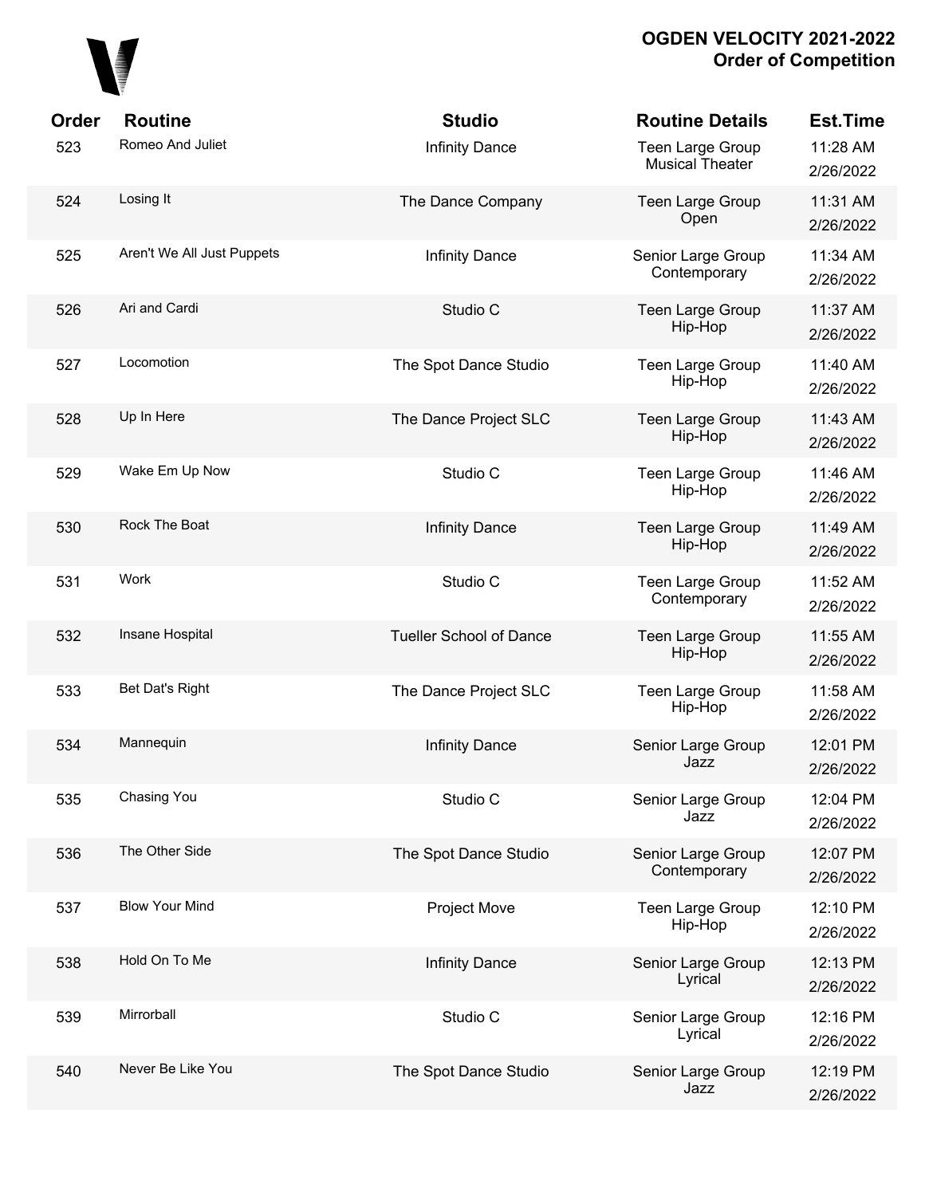# OGDEN VELOCITY 2021-2022
## Order of Competition

| Order | Routine | Studio | Routine Details | Est.Time |
|---|---|---|---|---|
| 523 | Romeo And Juliet | Infinity Dance | Teen Large Group Musical Theater | 11:28 AM 2/26/2022 |
| 524 | Losing It | The Dance Company | Teen Large Group Open | 11:31 AM 2/26/2022 |
| 525 | Aren't We All Just Puppets | Infinity Dance | Senior Large Group Contemporary | 11:34 AM 2/26/2022 |
| 526 | Ari and Cardi | Studio C | Teen Large Group Hip-Hop | 11:37 AM 2/26/2022 |
| 527 | Locomotion | The Spot Dance Studio | Teen Large Group Hip-Hop | 11:40 AM 2/26/2022 |
| 528 | Up In Here | The Dance Project SLC | Teen Large Group Hip-Hop | 11:43 AM 2/26/2022 |
| 529 | Wake Em Up Now | Studio C | Teen Large Group Hip-Hop | 11:46 AM 2/26/2022 |
| 530 | Rock The Boat | Infinity Dance | Teen Large Group Hip-Hop | 11:49 AM 2/26/2022 |
| 531 | Work | Studio C | Teen Large Group Contemporary | 11:52 AM 2/26/2022 |
| 532 | Insane Hospital | Tueller School of Dance | Teen Large Group Hip-Hop | 11:55 AM 2/26/2022 |
| 533 | Bet Dat's Right | The Dance Project SLC | Teen Large Group Hip-Hop | 11:58 AM 2/26/2022 |
| 534 | Mannequin | Infinity Dance | Senior Large Group Jazz | 12:01 PM 2/26/2022 |
| 535 | Chasing You | Studio C | Senior Large Group Jazz | 12:04 PM 2/26/2022 |
| 536 | The Other Side | The Spot Dance Studio | Senior Large Group Contemporary | 12:07 PM 2/26/2022 |
| 537 | Blow Your Mind | Project Move | Teen Large Group Hip-Hop | 12:10 PM 2/26/2022 |
| 538 | Hold On To Me | Infinity Dance | Senior Large Group Lyrical | 12:13 PM 2/26/2022 |
| 539 | Mirrorball | Studio C | Senior Large Group Lyrical | 12:16 PM 2/26/2022 |
| 540 | Never Be Like You | The Spot Dance Studio | Senior Large Group Jazz | 12:19 PM 2/26/2022 |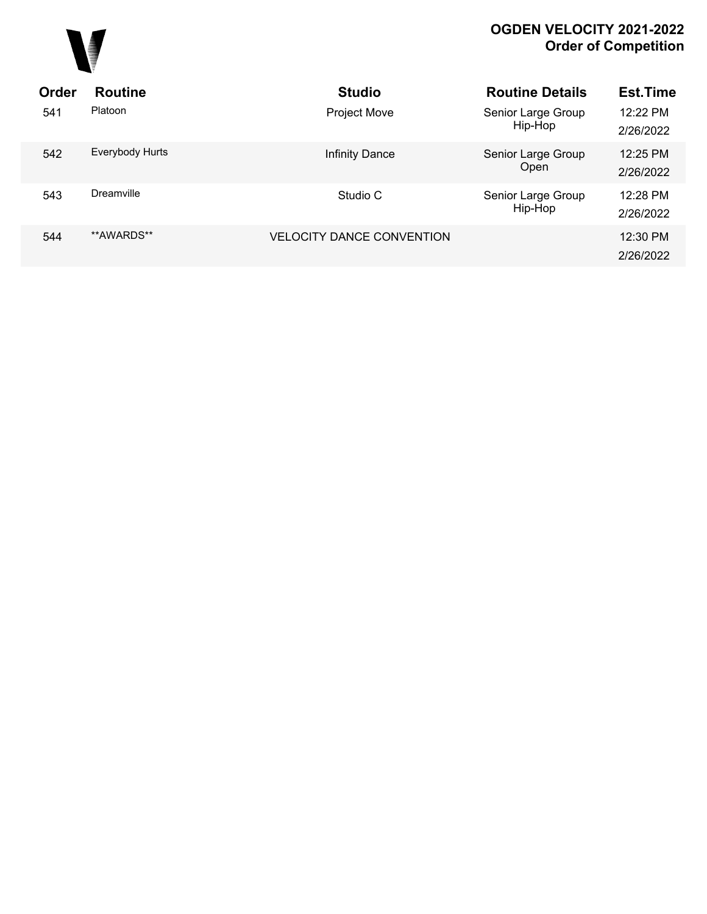# OGDEN VELOCITY 2021-2022
## Order of Competition

| Order | Routine | Studio | Routine Details | Est.Time |
|---|---|---|---|---|
| 541 | Platoon | Project Move | Senior Large Group Hip-Hop | 12:22 PM 2/26/2022 |
| 542 | Everybody Hurts | Infinity Dance | Senior Large Group Open | 12:25 PM 2/26/2022 |
| 543 | Dreamville | Studio C | Senior Large Group Hip-Hop | 12:28 PM 2/26/2022 |
| 544 | **AWARDS** | VELOCITY DANCE CONVENTION | | 12:30 PM 2/26/2022 |